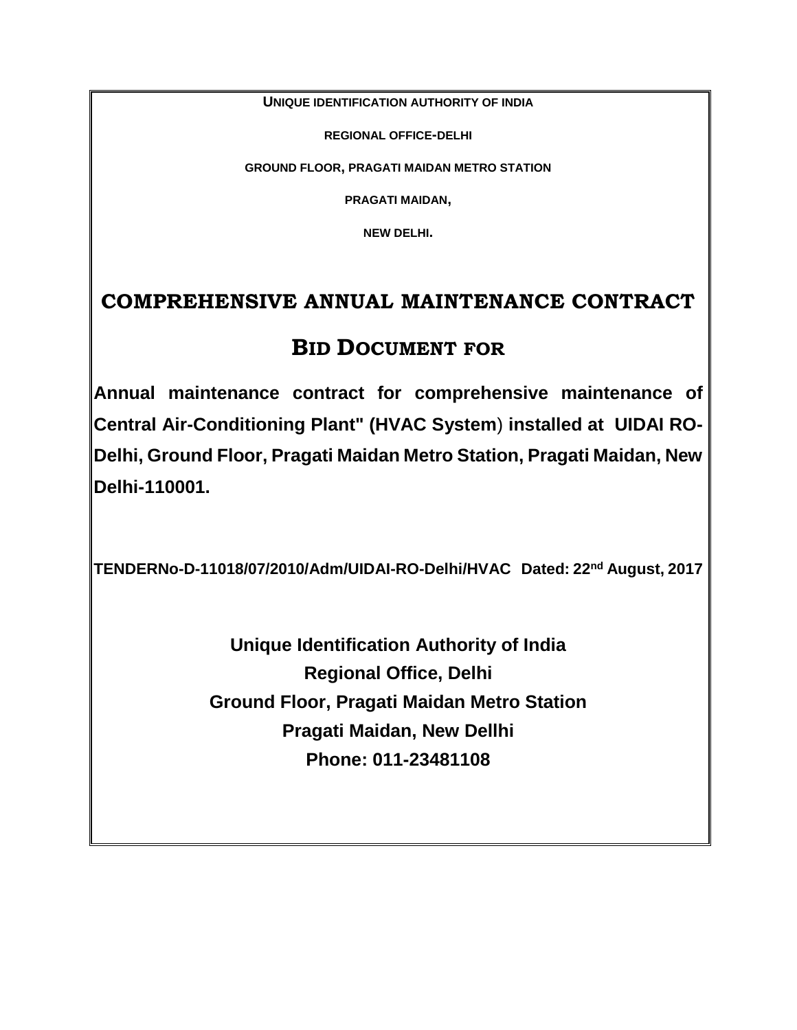**UNIQUE IDENTIFICATION AUTHORITY OF INDIA**

**REGIONAL OFFICE-DELHI**

**GROUND FLOOR, PRAGATI MAIDAN METRO STATION**

**PRAGATI MAIDAN,**

**NEW DELHI.**

# COMPREHENSIVE ANNUAL MAINTENANCE CONTRACT

# BID DOCUMENT FOR

**Annual maintenance contract for comprehensive maintenance of Central Air-Conditioning Plant" (HVAC System) installed at UIDAI RO-Delhi, Ground Floor, Pragati Maidan Metro Station, Pragati Maidan, New Delhi-110001.**

**TENDERNo-D-11018/07/2010/Adm/UIDAI-RO-Delhi/HVAC Dated: 22nd August, 2017**

**Unique Identification Authority of India**
**Regional Office, Delhi**
**Ground Floor, Pragati Maidan Metro Station**
**Pragati Maidan, New Dellhi**
**Phone: 011-23481108**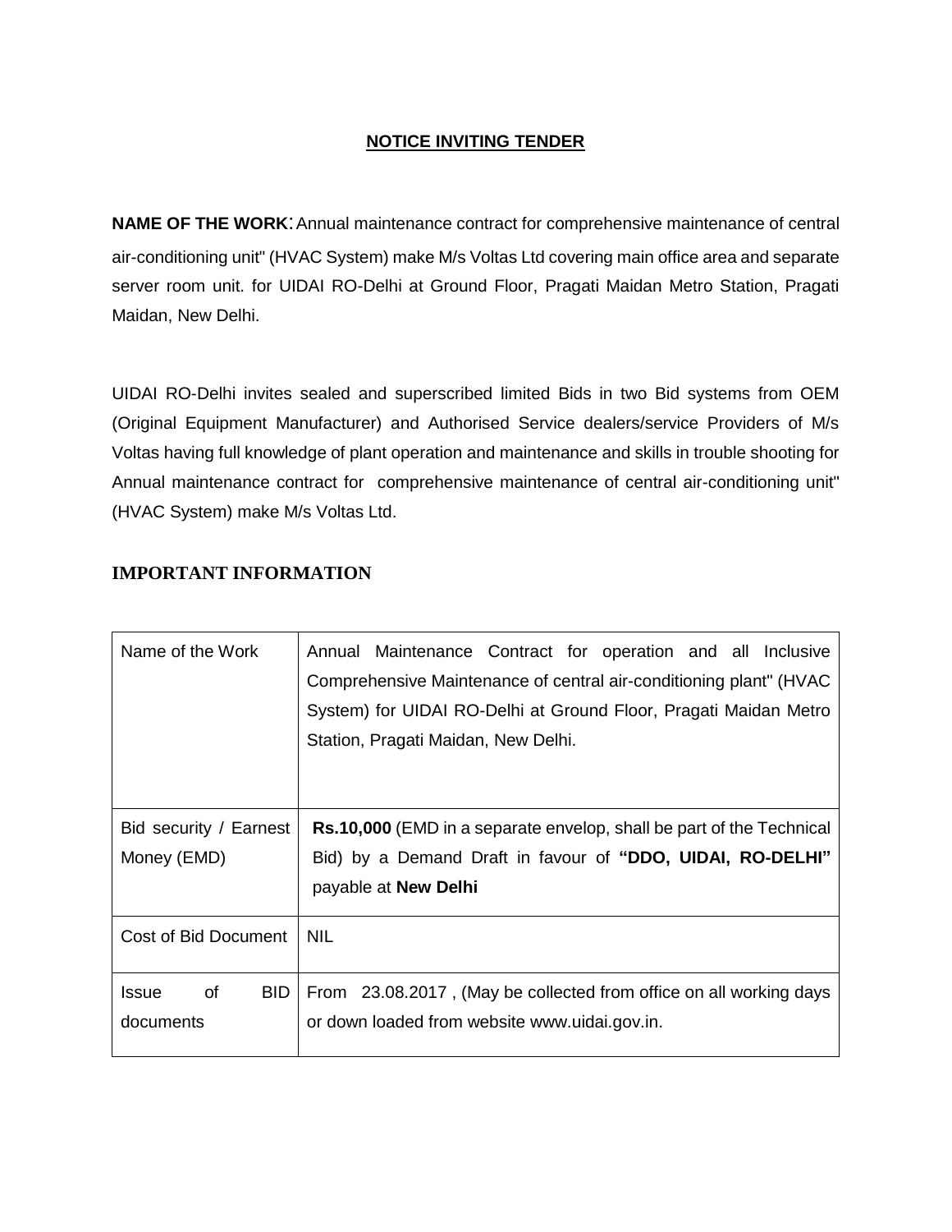## NOTICE INVITING TENDER

**NAME OF THE WORK**: Annual maintenance contract for comprehensive maintenance of central air-conditioning unit" (HVAC System) make M/s Voltas Ltd covering main office area and separate server room unit. for UIDAI RO-Delhi at Ground Floor, Pragati Maidan Metro Station, Pragati Maidan, New Delhi.

UIDAI RO-Delhi invites sealed and superscribed limited Bids in two Bid systems from OEM (Original Equipment Manufacturer) and Authorised Service dealers/service Providers of M/s Voltas having full knowledge of plant operation and maintenance and skills in trouble shooting for Annual maintenance contract for comprehensive maintenance of central air-conditioning unit" (HVAC System) make M/s Voltas Ltd.

## IMPORTANT INFORMATION

| | |
|---|---|
| Name of the Work | Annual Maintenance Contract for operation and all Inclusive Comprehensive Maintenance of central air-conditioning plant" (HVAC System) for UIDAI RO-Delhi at Ground Floor, Pragati Maidan Metro Station, Pragati Maidan, New Delhi. |
| Bid security / Earnest Money (EMD) | **Rs.10,000** (EMD in a separate envelop, shall be part of the Technical Bid) by a Demand Draft in favour of **"DDO, UIDAI, RO-DELHI"** payable at **New Delhi** |
| Cost of Bid Document | NIL |
| Issue of BID documents | From 23.08.2017 , (May be collected from office on all working days or down loaded from website www.uidai.gov.in. |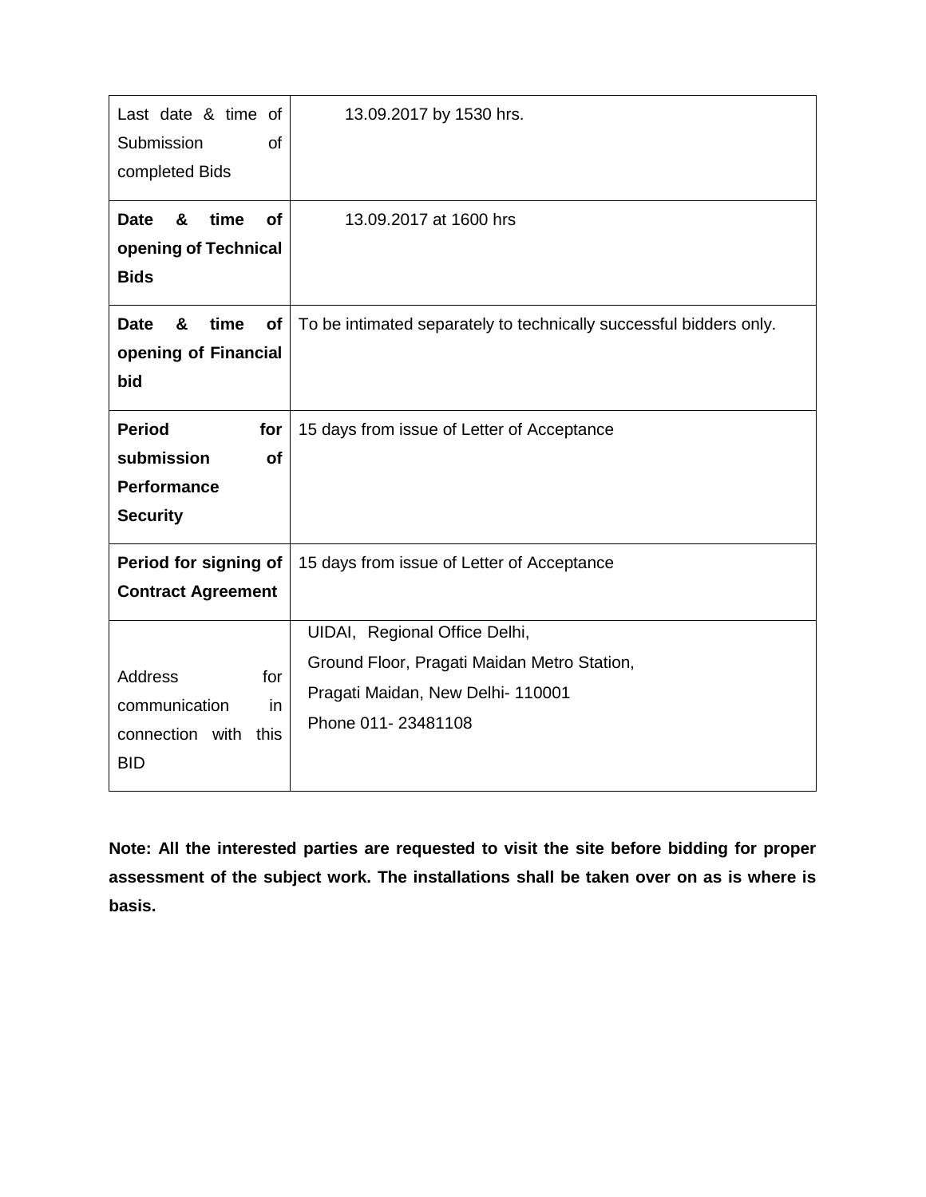| | |
|---|---|
| Last date & time of Submission of completed Bids | 13.09.2017 by 1530 hrs. |
| **Date & time of opening of Technical Bids** | 13.09.2017 at 1600 hrs |
| **Date & time of opening of Financial bid** | To be intimated separately to technically successful bidders only. |
| **Period for submission of Performance Security** | 15 days from issue of Letter of Acceptance |
| **Period for signing of Contract Agreement** | 15 days from issue of Letter of Acceptance |
| Address for communication in connection with this BID | UIDAI, Regional Office Delhi,<br>Ground Floor, Pragati Maidan Metro Station,<br>Pragati Maidan, New Delhi- 110001<br>Phone 011- 23481108 |

**Note: All the interested parties are requested to visit the site before bidding for proper assessment of the subject work. The installations shall be taken over on as is where is basis.**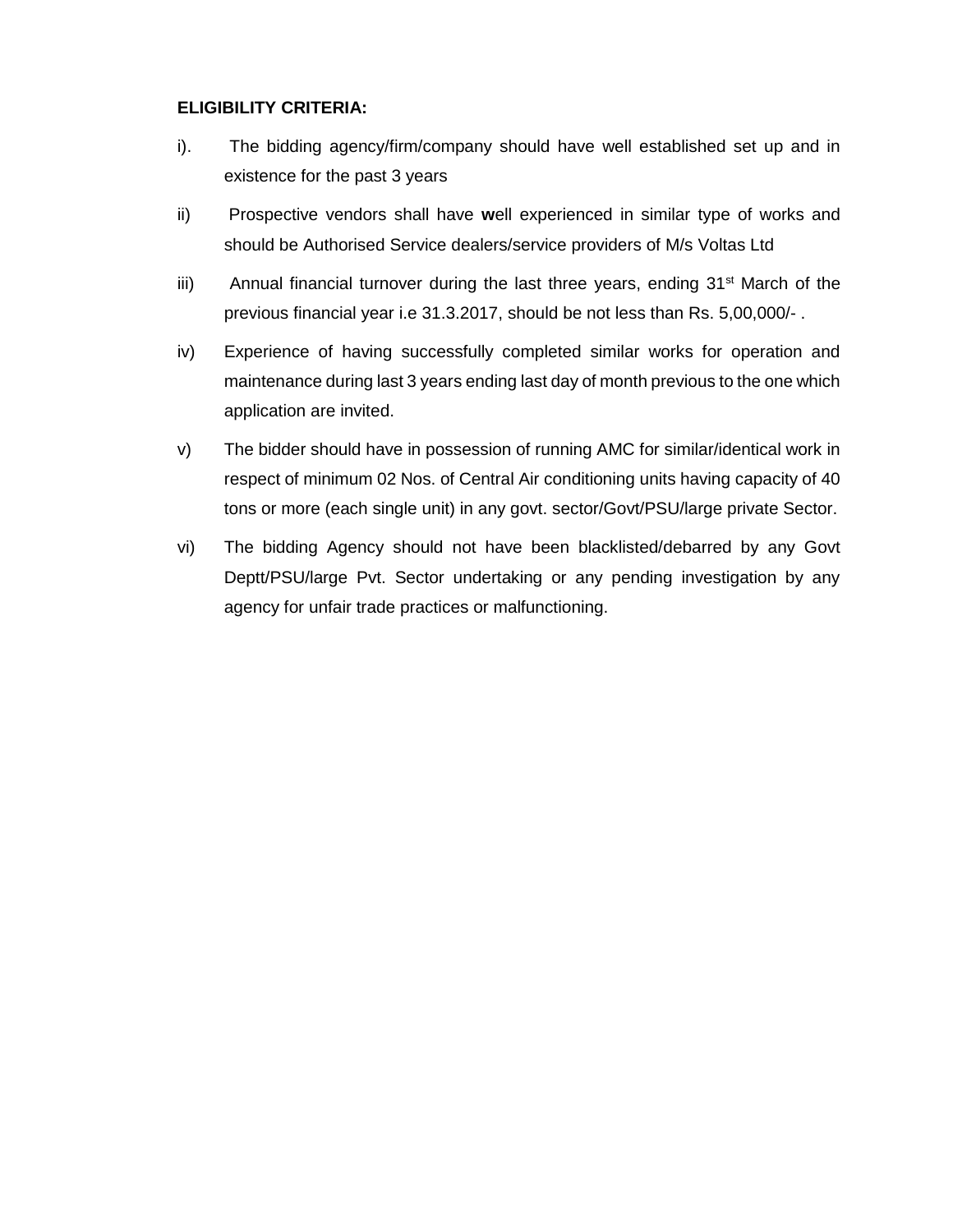**ELIGIBILITY CRITERIA:**

i). The bidding agency/firm/company should have well established set up and in existence for the past 3 years

ii) Prospective vendors shall have **w**ell experienced in similar type of works and should be Authorised Service dealers/service providers of M/s Voltas Ltd

iii) Annual financial turnover during the last three years, ending 31st March of the previous financial year i.e 31.3.2017, should be not less than Rs. 5,00,000/- .

iv) Experience of having successfully completed similar works for operation and maintenance during last 3 years ending last day of month previous to the one which application are invited.

v) The bidder should have in possession of running AMC for similar/identical work in respect of minimum 02 Nos. of Central Air conditioning units having capacity of 40 tons or more (each single unit) in any govt. sector/Govt/PSU/large private Sector.

vi) The bidding Agency should not have been blacklisted/debarred by any Govt Deptt/PSU/large Pvt. Sector undertaking or any pending investigation by any agency for unfair trade practices or malfunctioning.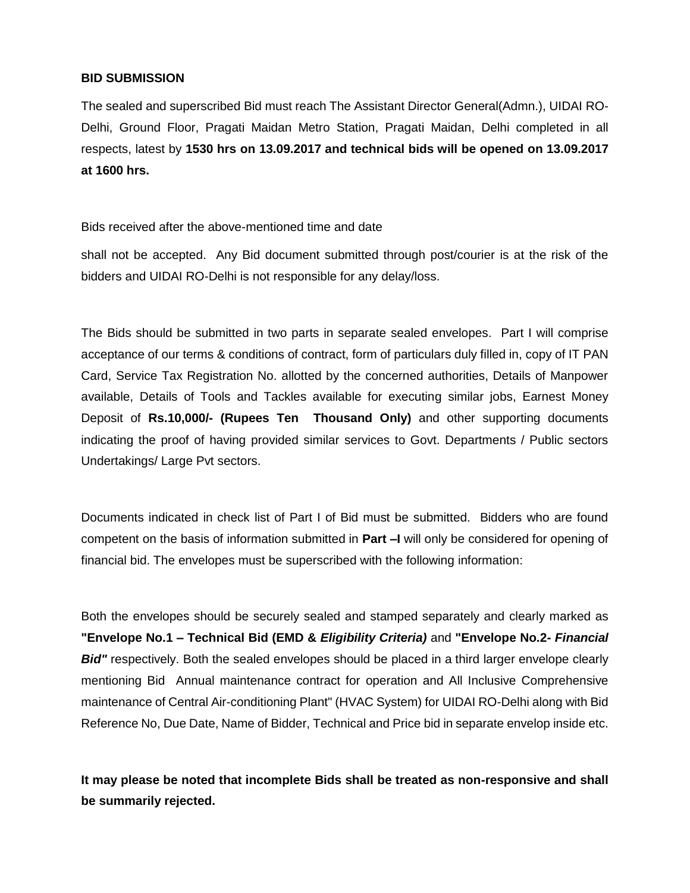**BID SUBMISSION**

The sealed and superscribed Bid must reach The Assistant Director General(Admn.), UIDAI RO-Delhi, Ground Floor, Pragati Maidan Metro Station, Pragati Maidan, Delhi completed in all respects, latest by **1530 hrs on 13.09.2017 and technical bids will be opened on 13.09.2017 at 1600 hrs.**

Bids received after the above-mentioned time and date

shall not be accepted. Any Bid document submitted through post/courier is at the risk of the bidders and UIDAI RO-Delhi is not responsible for any delay/loss.

The Bids should be submitted in two parts in separate sealed envelopes. Part I will comprise acceptance of our terms & conditions of contract, form of particulars duly filled in, copy of IT PAN Card, Service Tax Registration No. allotted by the concerned authorities, Details of Manpower available, Details of Tools and Tackles available for executing similar jobs, Earnest Money Deposit of **Rs.10,000/- (Rupees Ten Thousand Only)** and other supporting documents indicating the proof of having provided similar services to Govt. Departments / Public sectors Undertakings/ Large Pvt sectors.

Documents indicated in check list of Part I of Bid must be submitted. Bidders who are found competent on the basis of information submitted in **Part –I** will only be considered for opening of financial bid. The envelopes must be superscribed with the following information:

Both the envelopes should be securely sealed and stamped separately and clearly marked as **"Envelope No.1 – Technical Bid (EMD & *Eligibility Criteria)*** and **"Envelope No.2- *Financial Bid"*** respectively. Both the sealed envelopes should be placed in a third larger envelope clearly mentioning Bid Annual maintenance contract for operation and All Inclusive Comprehensive maintenance of Central Air-conditioning Plant" (HVAC System) for UIDAI RO-Delhi along with Bid Reference No, Due Date, Name of Bidder, Technical and Price bid in separate envelop inside etc.

**It may please be noted that incomplete Bids shall be treated as non-responsive and shall be summarily rejected.**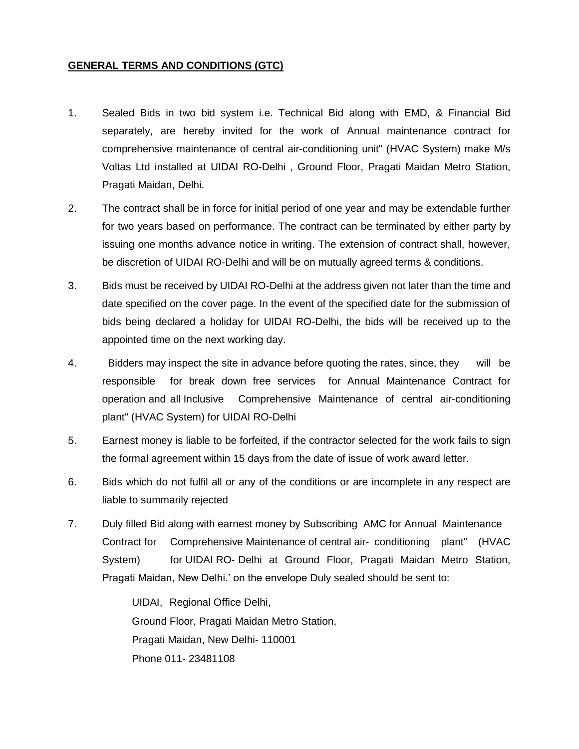**GENERAL TERMS AND CONDITIONS (GTC)**

1. Sealed Bids in two bid system i.e. Technical Bid along with EMD, & Financial Bid separately, are hereby invited for the work of Annual maintenance contract for comprehensive maintenance of central air-conditioning unit" (HVAC System) make M/s Voltas Ltd installed at UIDAI RO-Delhi , Ground Floor, Pragati Maidan Metro Station, Pragati Maidan, Delhi.

2. The contract shall be in force for initial period of one year and may be extendable further for two years based on performance. The contract can be terminated by either party by issuing one months advance notice in writing. The extension of contract shall, however, be discretion of UIDAI RO-Delhi and will be on mutually agreed terms & conditions.

3. Bids must be received by UIDAI RO-Delhi at the address given not later than the time and date specified on the cover page. In the event of the specified date for the submission of bids being declared a holiday for UIDAI RO-Delhi, the bids will be received up to the appointed time on the next working day.

4. Bidders may inspect the site in advance before quoting the rates, since, they will be responsible for break down free services for Annual Maintenance Contract for operation and all Inclusive Comprehensive Maintenance of central air-conditioning plant" (HVAC System) for UIDAI RO-Delhi

5. Earnest money is liable to be forfeited, if the contractor selected for the work fails to sign the formal agreement within 15 days from the date of issue of work award letter.

6. Bids which do not fulfil all or any of the conditions or are incomplete in any respect are liable to summarily rejected

7. Duly filled Bid along with earnest money by Subscribing AMC for Annual Maintenance Contract for Comprehensive Maintenance of central air- conditioning plant" (HVAC System) for UIDAI RO- Delhi at Ground Floor, Pragati Maidan Metro Station, Pragati Maidan, New Delhi.' on the envelope Duly sealed should be sent to:

   UIDAI, Regional Office Delhi,
   Ground Floor, Pragati Maidan Metro Station,
   Pragati Maidan, New Delhi- 110001
   Phone 011- 23481108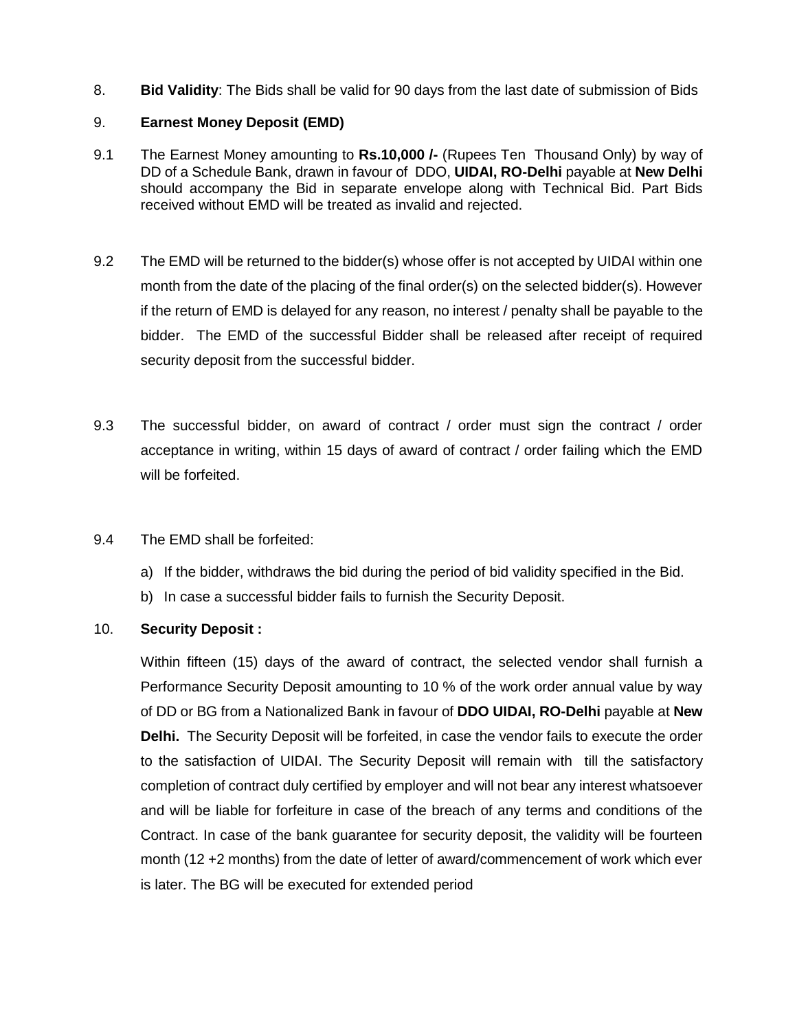8. **Bid Validity**: The Bids shall be valid for 90 days from the last date of submission of Bids

9. **Earnest Money Deposit (EMD)**

9.1 The Earnest Money amounting to **Rs.10,000 /-** (Rupees Ten Thousand Only) by way of DD of a Schedule Bank, drawn in favour of DDO, **UIDAI, RO-Delhi** payable at **New Delhi** should accompany the Bid in separate envelope along with Technical Bid. Part Bids received without EMD will be treated as invalid and rejected.

9.2 The EMD will be returned to the bidder(s) whose offer is not accepted by UIDAI within one month from the date of the placing of the final order(s) on the selected bidder(s). However if the return of EMD is delayed for any reason, no interest / penalty shall be payable to the bidder. The EMD of the successful Bidder shall be released after receipt of required security deposit from the successful bidder.

9.3 The successful bidder, on award of contract / order must sign the contract / order acceptance in writing, within 15 days of award of contract / order failing which the EMD will be forfeited.

9.4 The EMD shall be forfeited:

a) If the bidder, withdraws the bid during the period of bid validity specified in the Bid.
b) In case a successful bidder fails to furnish the Security Deposit.

10. **Security Deposit :**

Within fifteen (15) days of the award of contract, the selected vendor shall furnish a Performance Security Deposit amounting to 10 % of the work order annual value by way of DD or BG from a Nationalized Bank in favour of **DDO UIDAI, RO-Delhi** payable at **New Delhi.** The Security Deposit will be forfeited, in case the vendor fails to execute the order to the satisfaction of UIDAI. The Security Deposit will remain with till the satisfactory completion of contract duly certified by employer and will not bear any interest whatsoever and will be liable for forfeiture in case of the breach of any terms and conditions of the Contract. In case of the bank guarantee for security deposit, the validity will be fourteen month (12 +2 months) from the date of letter of award/commencement of work which ever is later. The BG will be executed for extended period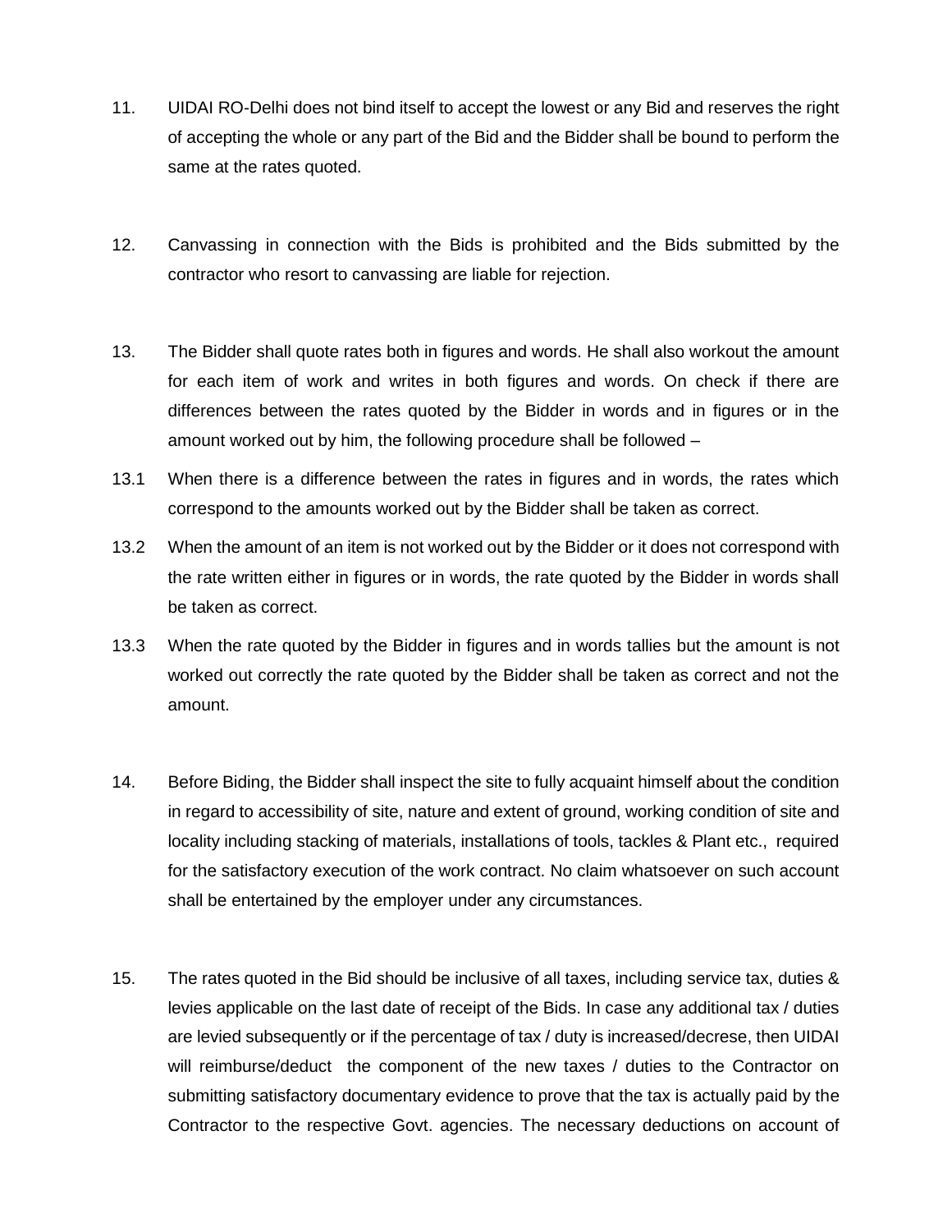11. UIDAI RO-Delhi does not bind itself to accept the lowest or any Bid and reserves the right of accepting the whole or any part of the Bid and the Bidder shall be bound to perform the same at the rates quoted.

12. Canvassing in connection with the Bids is prohibited and the Bids submitted by the contractor who resort to canvassing are liable for rejection.

13. The Bidder shall quote rates both in figures and words. He shall also workout the amount for each item of work and writes in both figures and words. On check if there are differences between the rates quoted by the Bidder in words and in figures or in the amount worked out by him, the following procedure shall be followed –

13.1 When there is a difference between the rates in figures and in words, the rates which correspond to the amounts worked out by the Bidder shall be taken as correct.

13.2 When the amount of an item is not worked out by the Bidder or it does not correspond with the rate written either in figures or in words, the rate quoted by the Bidder in words shall be taken as correct.

13.3 When the rate quoted by the Bidder in figures and in words tallies but the amount is not worked out correctly the rate quoted by the Bidder shall be taken as correct and not the amount.

14. Before Biding, the Bidder shall inspect the site to fully acquaint himself about the condition in regard to accessibility of site, nature and extent of ground, working condition of site and locality including stacking of materials, installations of tools, tackles & Plant etc., required for the satisfactory execution of the work contract. No claim whatsoever on such account shall be entertained by the employer under any circumstances.

15. The rates quoted in the Bid should be inclusive of all taxes, including service tax, duties & levies applicable on the last date of receipt of the Bids. In case any additional tax / duties are levied subsequently or if the percentage of tax / duty is increased/decrese, then UIDAI will reimburse/deduct the component of the new taxes / duties to the Contractor on submitting satisfactory documentary evidence to prove that the tax is actually paid by the Contractor to the respective Govt. agencies. The necessary deductions on account of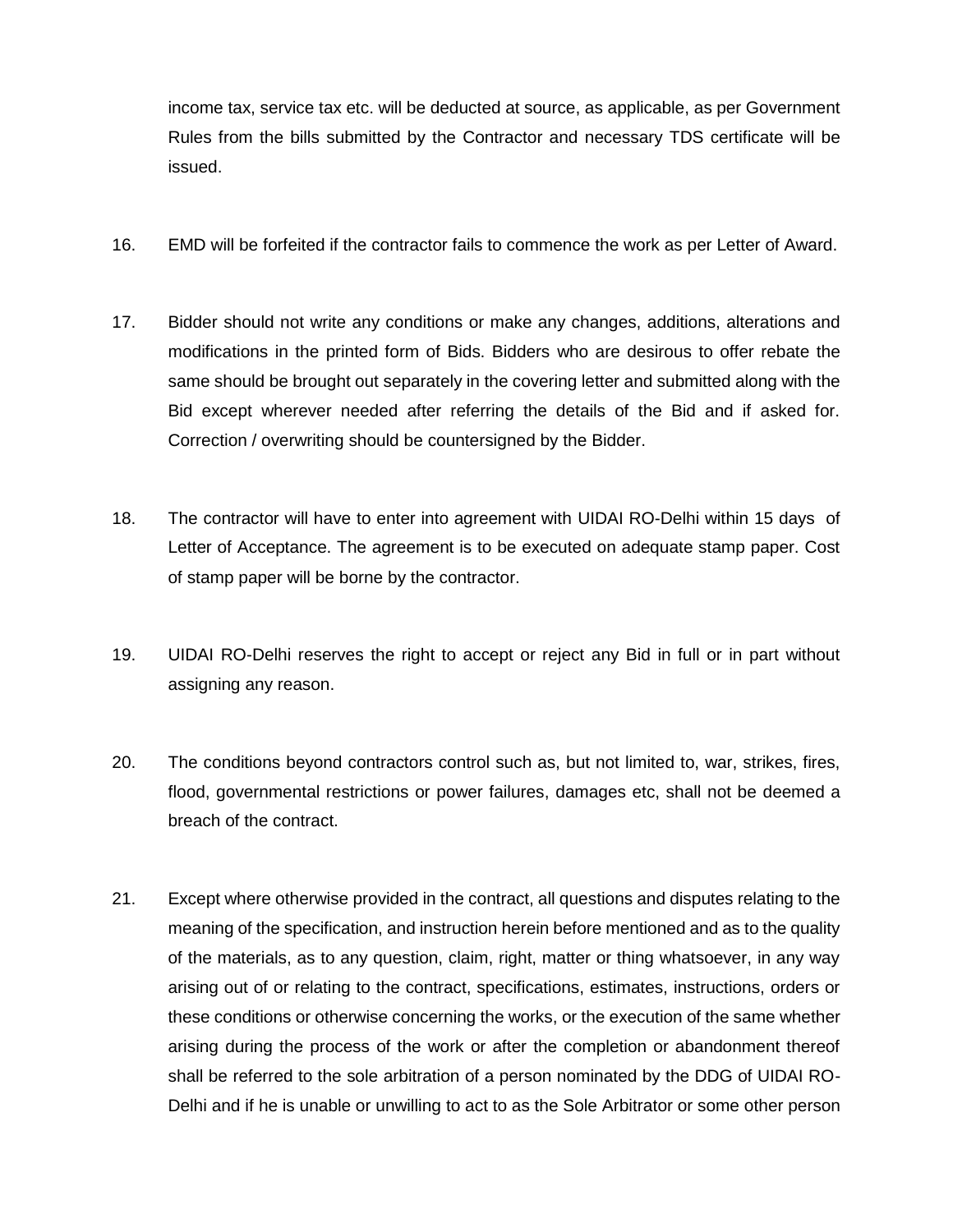income tax, service tax etc. will be deducted at source, as applicable, as per Government Rules from the bills submitted by the Contractor and necessary TDS certificate will be issued.

16. EMD will be forfeited if the contractor fails to commence the work as per Letter of Award.

17. Bidder should not write any conditions or make any changes, additions, alterations and modifications in the printed form of Bids. Bidders who are desirous to offer rebate the same should be brought out separately in the covering letter and submitted along with the Bid except wherever needed after referring the details of the Bid and if asked for. Correction / overwriting should be countersigned by the Bidder.

18. The contractor will have to enter into agreement with UIDAI RO-Delhi within 15 days of Letter of Acceptance. The agreement is to be executed on adequate stamp paper. Cost of stamp paper will be borne by the contractor.

19. UIDAI RO-Delhi reserves the right to accept or reject any Bid in full or in part without assigning any reason.

20. The conditions beyond contractors control such as, but not limited to, war, strikes, fires, flood, governmental restrictions or power failures, damages etc, shall not be deemed a breach of the contract.

21. Except where otherwise provided in the contract, all questions and disputes relating to the meaning of the specification, and instruction herein before mentioned and as to the quality of the materials, as to any question, claim, right, matter or thing whatsoever, in any way arising out of or relating to the contract, specifications, estimates, instructions, orders or these conditions or otherwise concerning the works, or the execution of the same whether arising during the process of the work or after the completion or abandonment thereof shall be referred to the sole arbitration of a person nominated by the DDG of UIDAI RO-Delhi and if he is unable or unwilling to act to as the Sole Arbitrator or some other person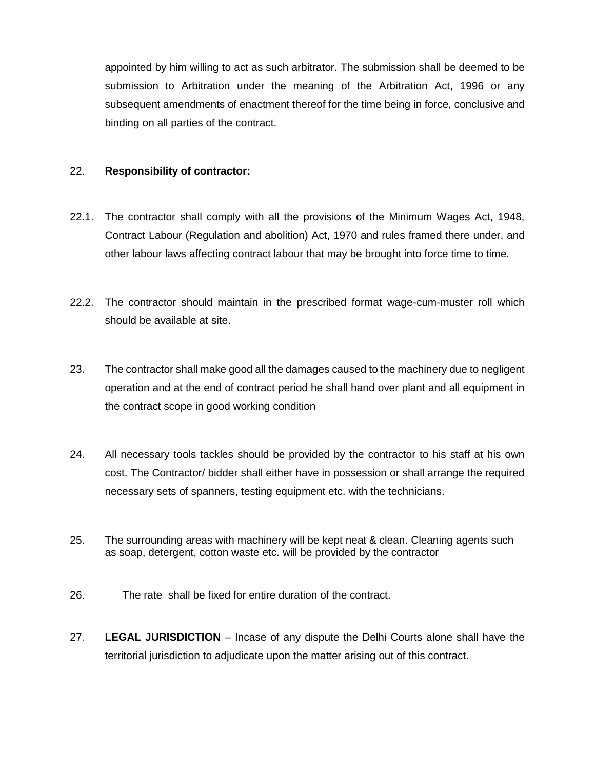appointed by him willing to act as such arbitrator. The submission shall be deemed to be submission to Arbitration under the meaning of the Arbitration Act, 1996 or any subsequent amendments of enactment thereof for the time being in force, conclusive and binding on all parties of the contract.

22. **Responsibility of contractor:**

22.1. The contractor shall comply with all the provisions of the Minimum Wages Act, 1948, Contract Labour (Regulation and abolition) Act, 1970 and rules framed there under, and other labour laws affecting contract labour that may be brought into force time to time.

22.2. The contractor should maintain in the prescribed format wage-cum-muster roll which should be available at site.

23. The contractor shall make good all the damages caused to the machinery due to negligent operation and at the end of contract period he shall hand over plant and all equipment in the contract scope in good working condition

24. All necessary tools tackles should be provided by the contractor to his staff at his own cost. The Contractor/ bidder shall either have in possession or shall arrange the required necessary sets of spanners, testing equipment etc. with the technicians.

25. The surrounding areas with machinery will be kept neat & clean. Cleaning agents such as soap, detergent, cotton waste etc. will be provided by the contractor

26. The rate shall be fixed for entire duration of the contract.

27. **LEGAL JURISDICTION** – Incase of any dispute the Delhi Courts alone shall have the territorial jurisdiction to adjudicate upon the matter arising out of this contract.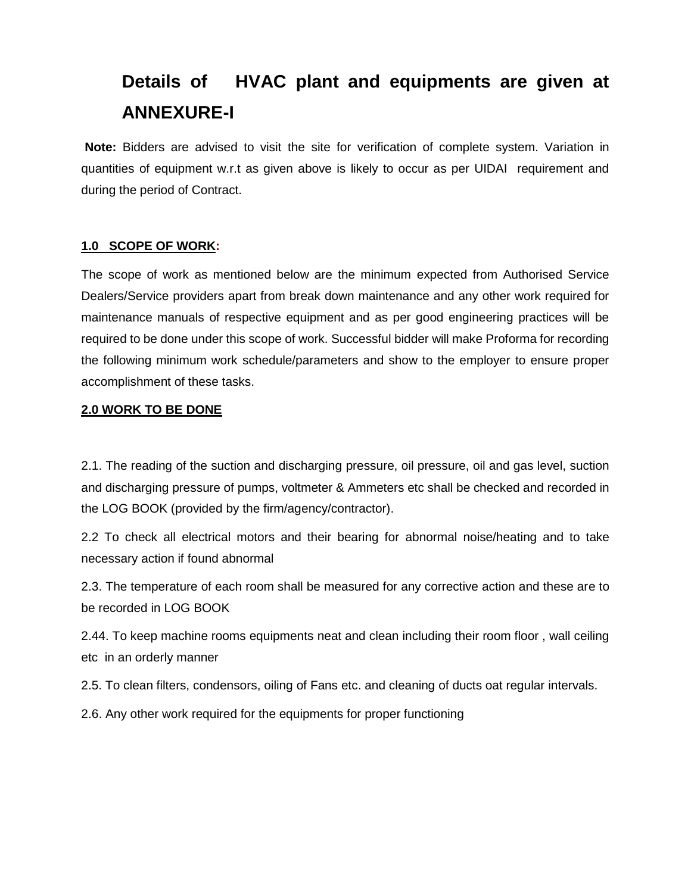# Details of HVAC plant and equipments are given at ANNEXURE-I

**Note:** Bidders are advised to visit the site for verification of complete system. Variation in quantities of equipment w.r.t as given above is likely to occur as per UIDAI requirement and during the period of Contract.

**1.0 SCOPE OF WORK:**

The scope of work as mentioned below are the minimum expected from Authorised Service Dealers/Service providers apart from break down maintenance and any other work required for maintenance manuals of respective equipment and as per good engineering practices will be required to be done under this scope of work. Successful bidder will make Proforma for recording the following minimum work schedule/parameters and show to the employer to ensure proper accomplishment of these tasks.

**2.0 WORK TO BE DONE**

2.1. The reading of the suction and discharging pressure, oil pressure, oil and gas level, suction and discharging pressure of pumps, voltmeter & Ammeters etc shall be checked and recorded in the LOG BOOK (provided by the firm/agency/contractor).

2.2 To check all electrical motors and their bearing for abnormal noise/heating and to take necessary action if found abnormal

2.3. The temperature of each room shall be measured for any corrective action and these are to be recorded in LOG BOOK

2.44. To keep machine rooms equipments neat and clean including their room floor , wall ceiling etc in an orderly manner

2.5. To clean filters, condensors, oiling of Fans etc. and cleaning of ducts oat regular intervals.

2.6. Any other work required for the equipments for proper functioning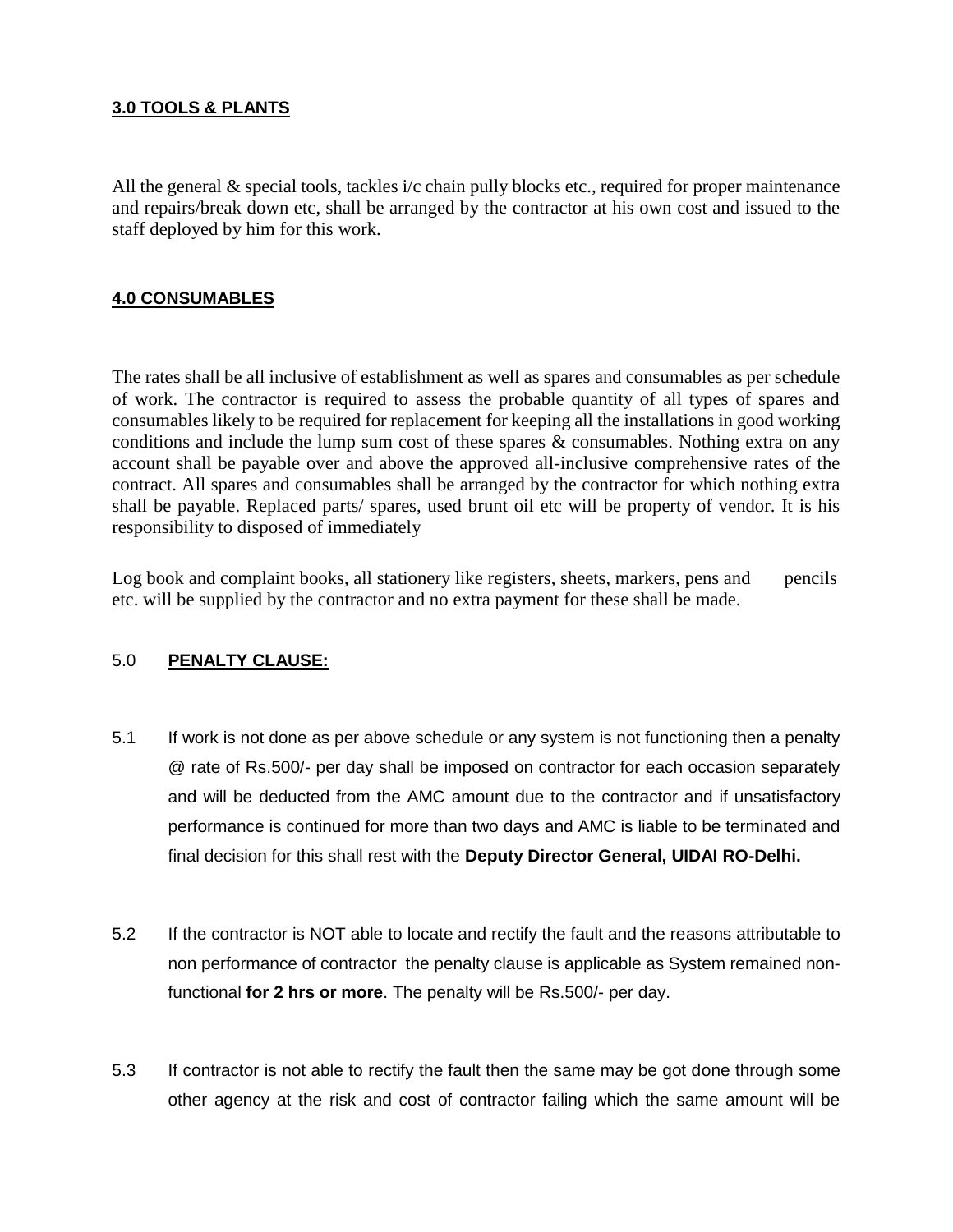### 3.0 TOOLS & PLANTS

All the general & special tools, tackles i/c chain pully blocks etc., required for proper maintenance and repairs/break down etc, shall be arranged by the contractor at his own cost and issued to the staff deployed by him for this work.

### 4.0 CONSUMABLES

The rates shall be all inclusive of establishment as well as spares and consumables as per schedule of work. The contractor is required to assess the probable quantity of all types of spares and consumables likely to be required for replacement for keeping all the installations in good working conditions and include the lump sum cost of these spares & consumables. Nothing extra on any account shall be payable over and above the approved all-inclusive comprehensive rates of the contract. All spares and consumables shall be arranged by the contractor for which nothing extra shall be payable. Replaced parts/ spares, used brunt oil etc will be property of vendor. It is his responsibility to disposed of immediately

Log book and complaint books, all stationery like registers, sheets, markers, pens and pencils etc. will be supplied by the contractor and no extra payment for these shall be made.

### 5.0 PENALTY CLAUSE:

5.1 If work is not done as per above schedule or any system is not functioning then a penalty @ rate of Rs.500/- per day shall be imposed on contractor for each occasion separately and will be deducted from the AMC amount due to the contractor and if unsatisfactory performance is continued for more than two days and AMC is liable to be terminated and final decision for this shall rest with the **Deputy Director General, UIDAI RO-Delhi.**

5.2 If the contractor is NOT able to locate and rectify the fault and the reasons attributable to non performance of contractor the penalty clause is applicable as System remained non-functional **for 2 hrs or more**. The penalty will be Rs.500/- per day.

5.3 If contractor is not able to rectify the fault then the same may be got done through some other agency at the risk and cost of contractor failing which the same amount will be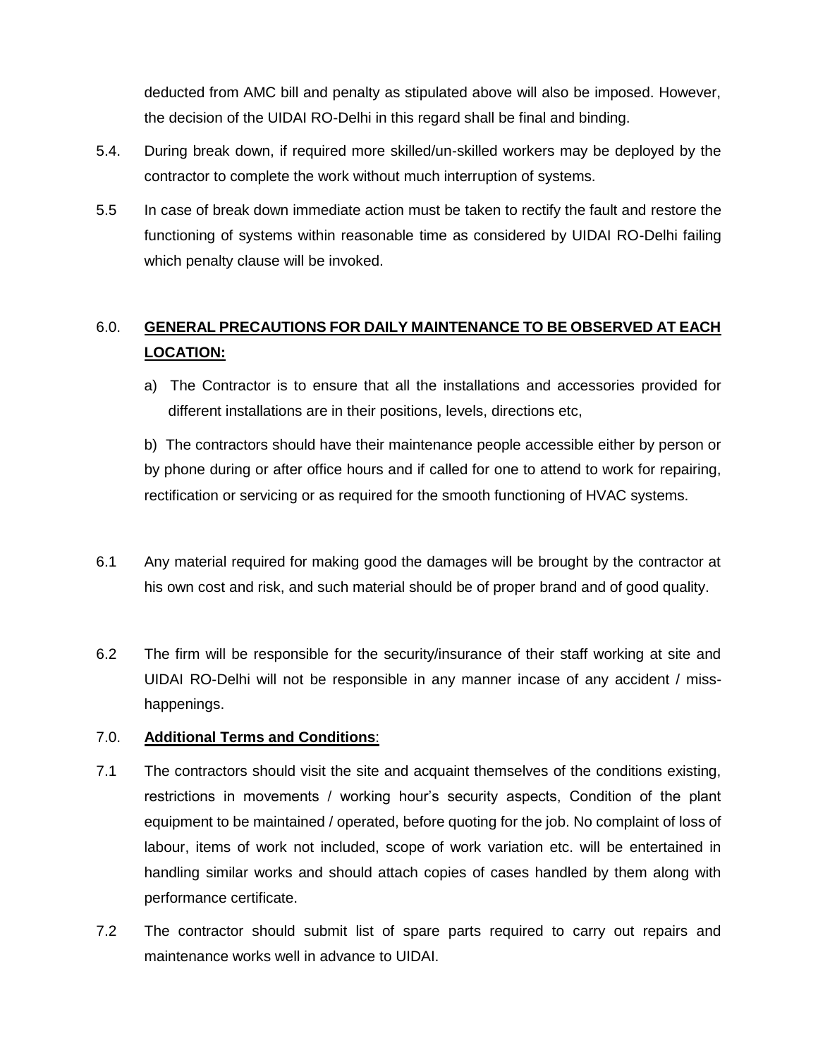deducted from AMC bill and penalty as stipulated above will also be imposed. However, the decision of the UIDAI RO-Delhi in this regard shall be final and binding.

5.4. During break down, if required more skilled/un-skilled workers may be deployed by the contractor to complete the work without much interruption of systems.

5.5 In case of break down immediate action must be taken to rectify the fault and restore the functioning of systems within reasonable time as considered by UIDAI RO-Delhi failing which penalty clause will be invoked.

## 6.0. **GENERAL PRECAUTIONS FOR DAILY MAINTENANCE TO BE OBSERVED AT EACH LOCATION:**

a) The Contractor is to ensure that all the installations and accessories provided for different installations are in their positions, levels, directions etc,

b) The contractors should have their maintenance people accessible either by person or by phone during or after office hours and if called for one to attend to work for repairing, rectification or servicing or as required for the smooth functioning of HVAC systems.

6.1 Any material required for making good the damages will be brought by the contractor at his own cost and risk, and such material should be of proper brand and of good quality.

6.2 The firm will be responsible for the security/insurance of their staff working at site and UIDAI RO-Delhi will not be responsible in any manner incase of any accident / miss-happenings.

## 7.0. **Additional Terms and Conditions**:

7.1 The contractors should visit the site and acquaint themselves of the conditions existing, restrictions in movements / working hour's security aspects, Condition of the plant equipment to be maintained / operated, before quoting for the job. No complaint of loss of labour, items of work not included, scope of work variation etc. will be entertained in handling similar works and should attach copies of cases handled by them along with performance certificate.

7.2 The contractor should submit list of spare parts required to carry out repairs and maintenance works well in advance to UIDAI.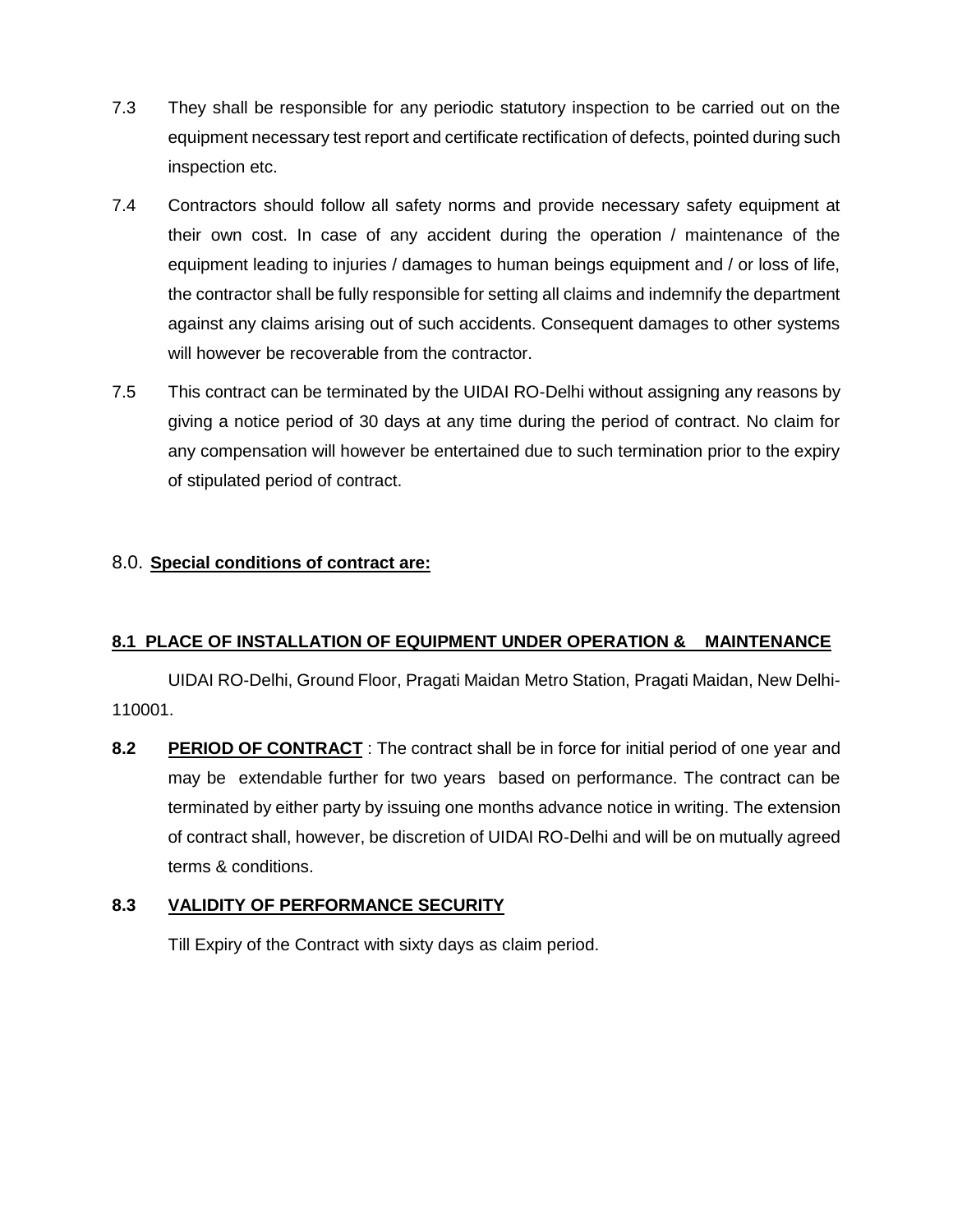7.3 They shall be responsible for any periodic statutory inspection to be carried out on the equipment necessary test report and certificate rectification of defects, pointed during such inspection etc.

7.4 Contractors should follow all safety norms and provide necessary safety equipment at their own cost. In case of any accident during the operation / maintenance of the equipment leading to injuries / damages to human beings equipment and / or loss of life, the contractor shall be fully responsible for setting all claims and indemnify the department against any claims arising out of such accidents. Consequent damages to other systems will however be recoverable from the contractor.

7.5 This contract can be terminated by the UIDAI RO-Delhi without assigning any reasons by giving a notice period of 30 days at any time during the period of contract. No claim for any compensation will however be entertained due to such termination prior to the expiry of stipulated period of contract.

8.0. **Special conditions of contract are:**

**8.1 PLACE OF INSTALLATION OF EQUIPMENT UNDER OPERATION & MAINTENANCE**

UIDAI RO-Delhi, Ground Floor, Pragati Maidan Metro Station, Pragati Maidan, New Delhi-110001.

**8.2** **PERIOD OF CONTRACT** : The contract shall be in force for initial period of one year and may be extendable further for two years based on performance. The contract can be terminated by either party by issuing one months advance notice in writing. The extension of contract shall, however, be discretion of UIDAI RO-Delhi and will be on mutually agreed terms & conditions.

**8.3** **VALIDITY OF PERFORMANCE SECURITY**

Till Expiry of the Contract with sixty days as claim period.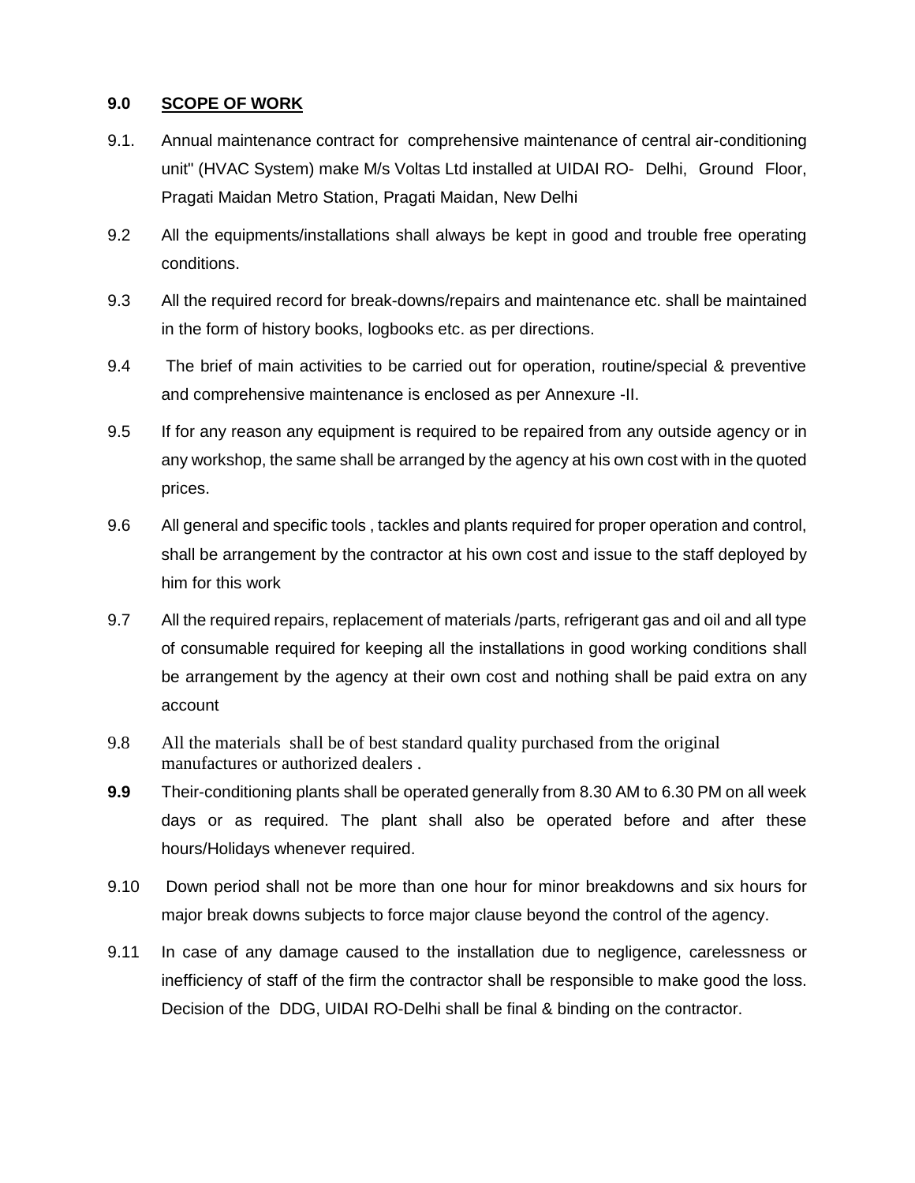## 9.0 SCOPE OF WORK

9.1. Annual maintenance contract for comprehensive maintenance of central air-conditioning unit" (HVAC System) make M/s Voltas Ltd installed at UIDAI RO- Delhi, Ground Floor, Pragati Maidan Metro Station, Pragati Maidan, New Delhi

9.2 All the equipments/installations shall always be kept in good and trouble free operating conditions.

9.3 All the required record for break-downs/repairs and maintenance etc. shall be maintained in the form of history books, logbooks etc. as per directions.

9.4 The brief of main activities to be carried out for operation, routine/special & preventive and comprehensive maintenance is enclosed as per Annexure -II.

9.5 If for any reason any equipment is required to be repaired from any outside agency or in any workshop, the same shall be arranged by the agency at his own cost with in the quoted prices.

9.6 All general and specific tools , tackles and plants required for proper operation and control, shall be arrangement by the contractor at his own cost and issue to the staff deployed by him for this work

9.7 All the required repairs, replacement of materials /parts, refrigerant gas and oil and all type of consumable required for keeping all the installations in good working conditions shall be arrangement by the agency at their own cost and nothing shall be paid extra on any account

9.8 All the materials shall be of best standard quality purchased from the original manufactures or authorized dealers .

**9.9** Their-conditioning plants shall be operated generally from 8.30 AM to 6.30 PM on all week days or as required. The plant shall also be operated before and after these hours/Holidays whenever required.

9.10 Down period shall not be more than one hour for minor breakdowns and six hours for major break downs subjects to force major clause beyond the control of the agency.

9.11 In case of any damage caused to the installation due to negligence, carelessness or inefficiency of staff of the firm the contractor shall be responsible to make good the loss. Decision of the DDG, UIDAI RO-Delhi shall be final & binding on the contractor.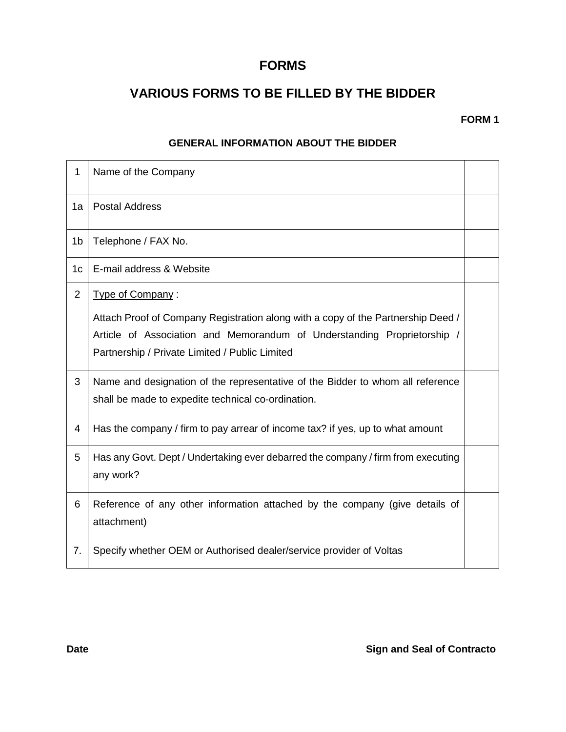# FORMS

## VARIOUS FORMS TO BE FILLED BY THE BIDDER

**FORM 1**

**GENERAL INFORMATION ABOUT THE BIDDER**

| | | |
|---|---|---|
| 1 | Name of the Company | |
| 1a | Postal Address | |
| 1b | Telephone / FAX No. | |
| 1c | E-mail address & Website | |
| 2 | <u>Type of Company</u> :<br><br>Attach Proof of Company Registration along with a copy of the Partnership Deed / Article of Association and Memorandum of Understanding Proprietorship / Partnership / Private Limited / Public Limited | |
| 3 | Name and designation of the representative of the Bidder to whom all reference shall be made to expedite technical co-ordination. | |
| 4 | Has the company / firm to pay arrear of income tax? if yes, up to what amount | |
| 5 | Has any Govt. Dept / Undertaking ever debarred the company / firm from executing any work? | |
| 6 | Reference of any other information attached by the company (give details of attachment) | |
| 7. | Specify whether OEM or Authorised dealer/service provider of Voltas | |

**Date** **Sign and Seal of Contracto**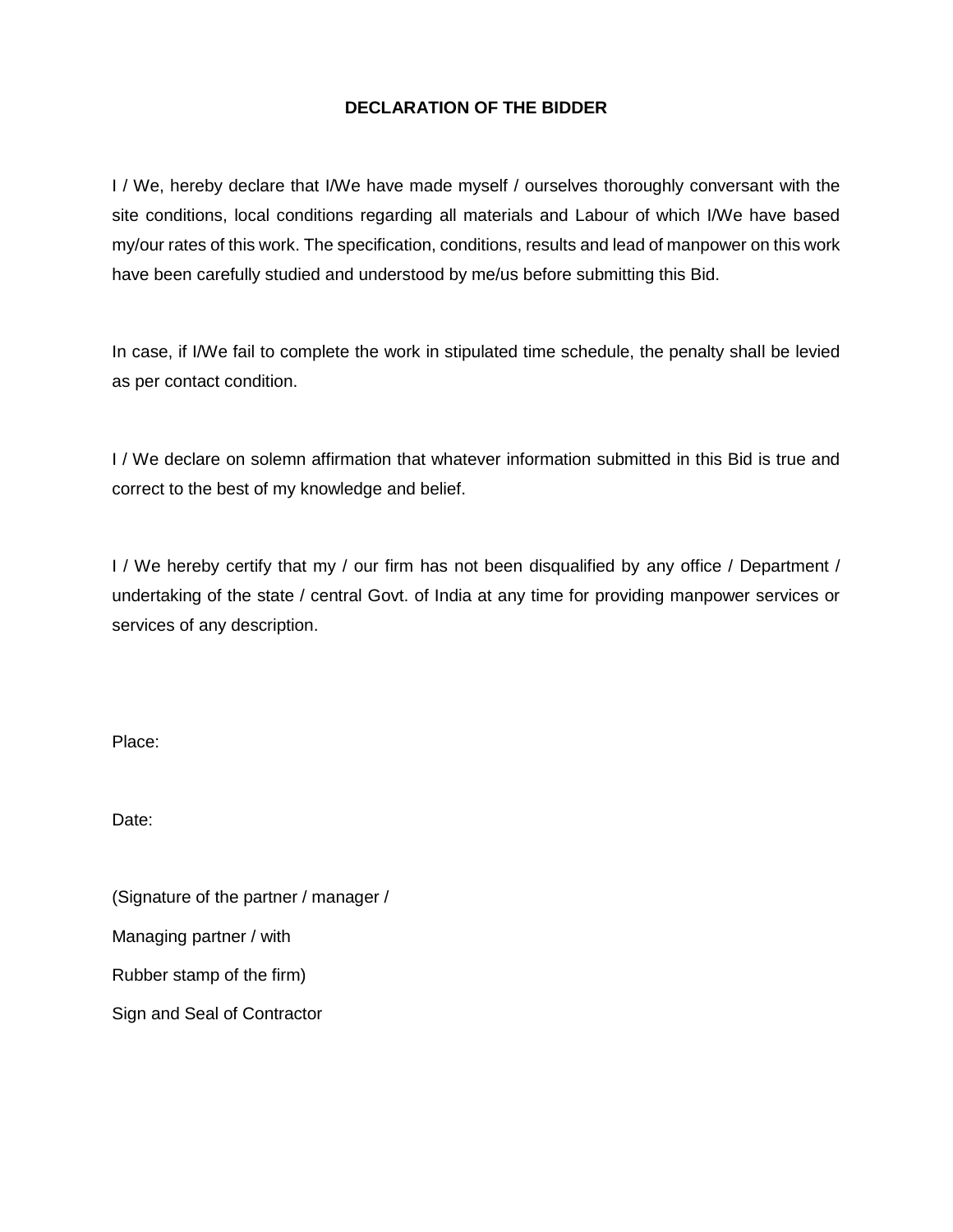# DECLARATION OF THE BIDDER

I / We, hereby declare that I/We have made myself / ourselves thoroughly conversant with the site conditions, local conditions regarding all materials and Labour of which I/We have based my/our rates of this work. The specification, conditions, results and lead of manpower on this work have been carefully studied and understood by me/us before submitting this Bid.

In case, if I/We fail to complete the work in stipulated time schedule, the penalty shall be levied as per contact condition.

I / We declare on solemn affirmation that whatever information submitted in this Bid is true and correct to the best of my knowledge and belief.

I / We hereby certify that my / our firm has not been disqualified by any office / Department / undertaking of the state / central Govt. of India at any time for providing manpower services or services of any description.

Place:

Date:

(Signature of the partner / manager /

Managing partner / with

Rubber stamp of the firm)

Sign and Seal of Contractor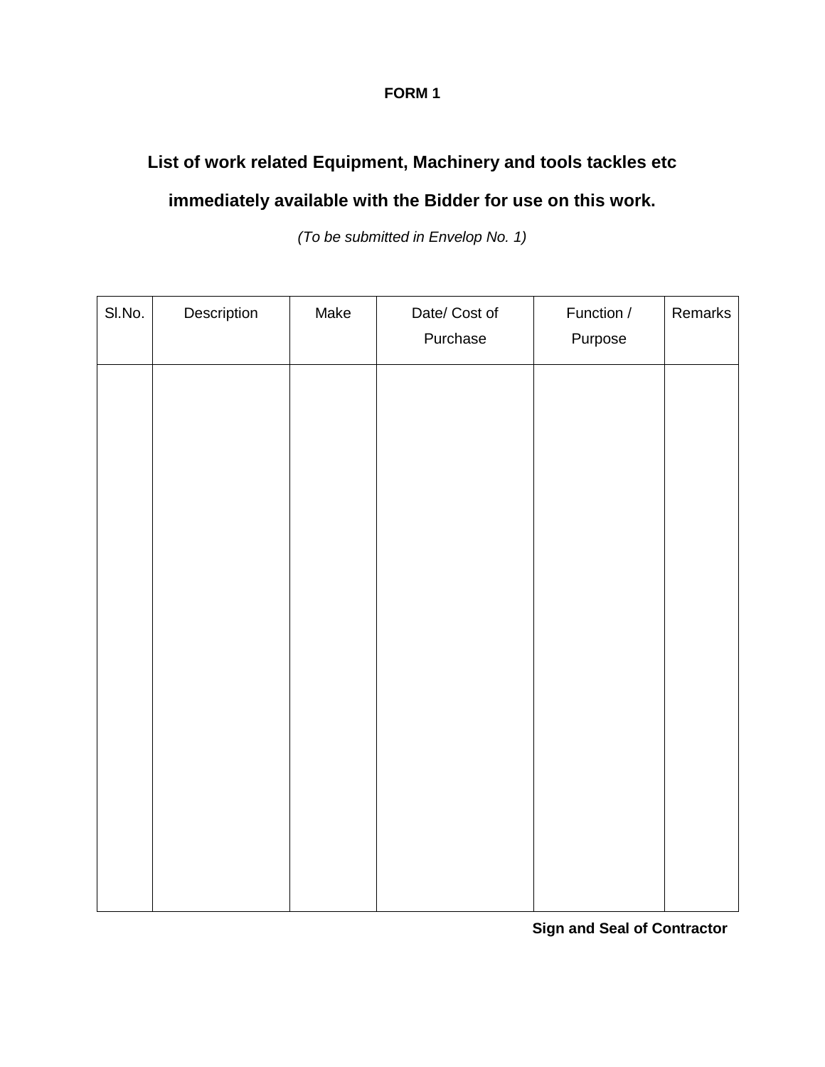**FORM 1**

## List of work related Equipment, Machinery and tools tackles etc immediately available with the Bidder for use on this work.

*(To be submitted in Envelop No. 1)*

| Sl.No. | Description | Make | Date/ Cost of Purchase | Function / Purpose | Remarks |
|---|---|---|---|---|---|
| | | | | | |

**Sign and Seal of Contractor**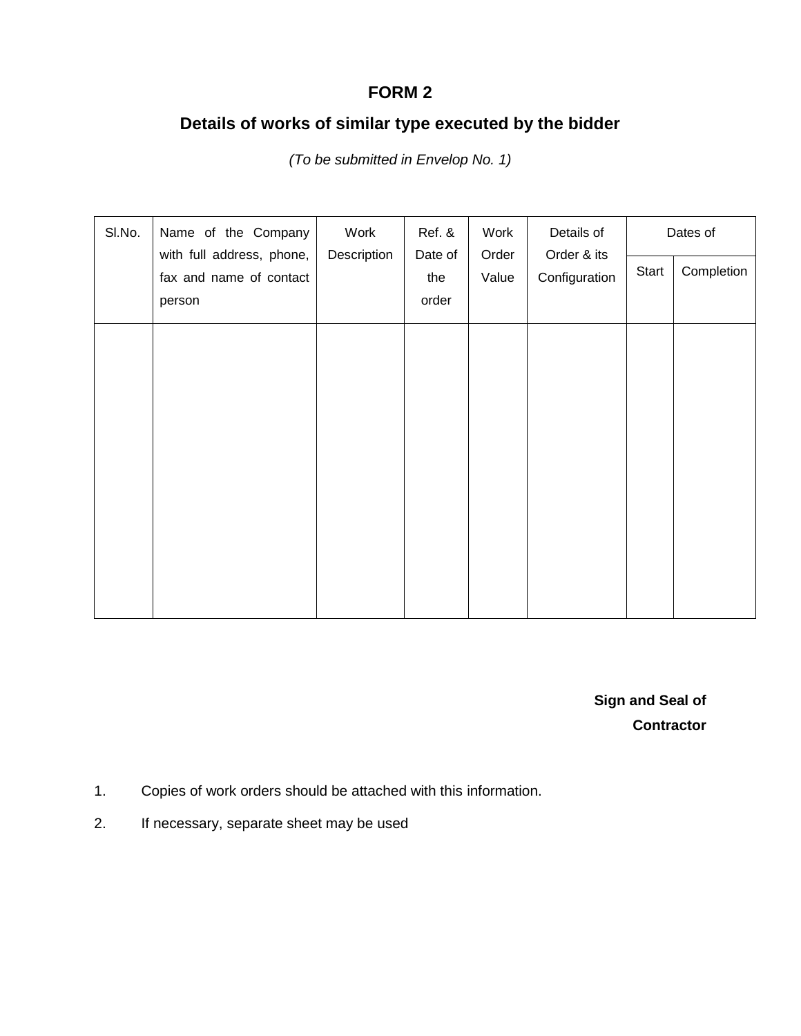# FORM 2

## Details of works of similar type executed by the bidder

*(To be submitted in Envelop No. 1)*

| Sl.No. | Name of the Company with full address, phone, fax and name of contact person | Work Description | Ref. & Date of the order | Work Order Value | Details of Order & its Configuration | Dates of | |
|---|---|---|---|---|---|---|---|
| | | | | | | Start | Completion |
| | | | | | | | |

**Sign and Seal of Contractor**

1. Copies of work orders should be attached with this information.
2. If necessary, separate sheet may be used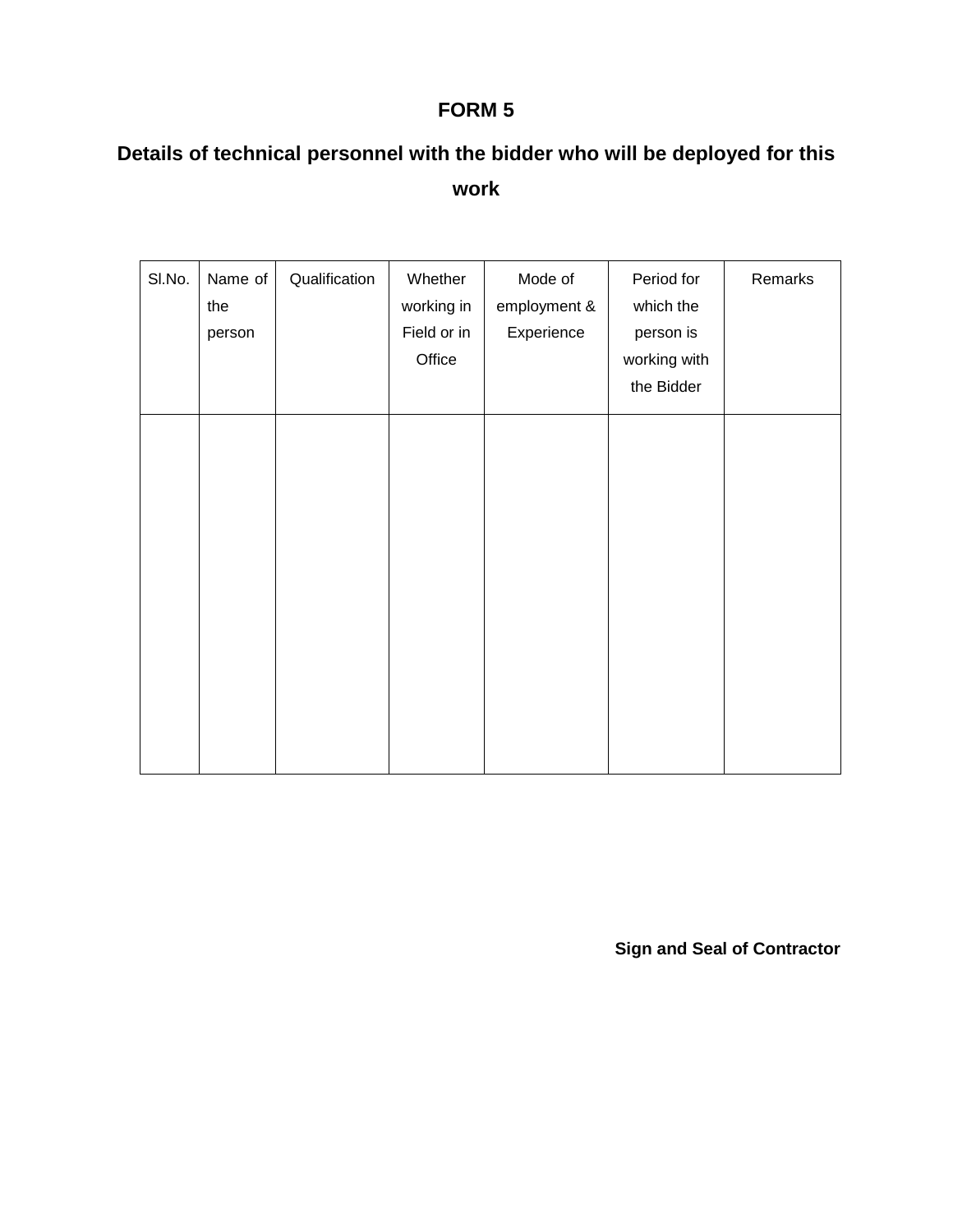# FORM 5

## Details of technical personnel with the bidder who will be deployed for this work

| Sl.No. | Name of the person | Qualification | Whether working in Field or in Office | Mode of employment & Experience | Period for which the person is working with the Bidder | Remarks |
|---|---|---|---|---|---|---|
| | | | | | | |

**Sign and Seal of Contractor**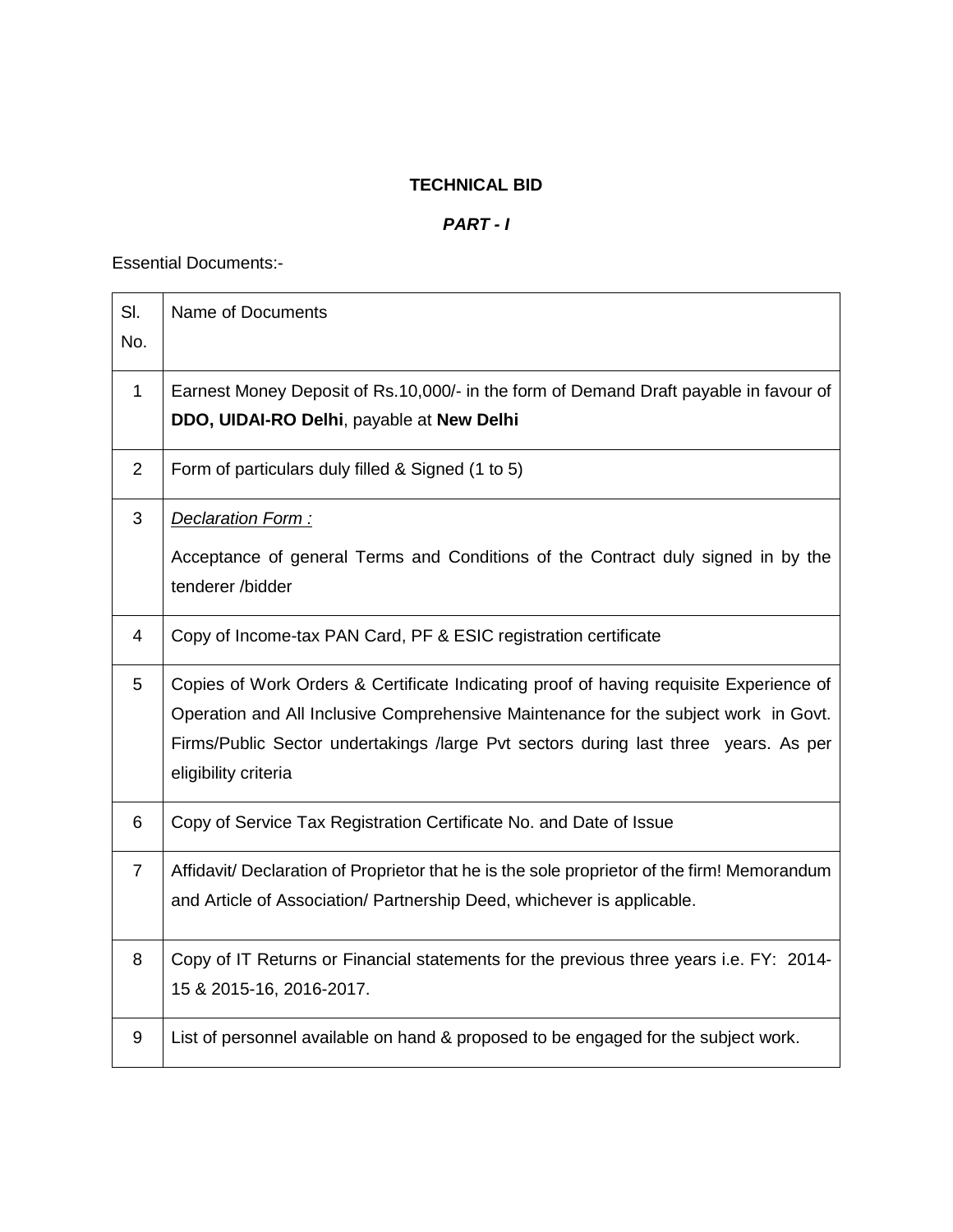**TECHNICAL BID**

***PART - I***

Essential Documents:-

| Sl. No. | Name of Documents |
|---|---|
| 1 | Earnest Money Deposit of Rs.10,000/- in the form of Demand Draft payable in favour of **DDO, UIDAI-RO Delhi**, payable at **New Delhi** |
| 2 | Form of particulars duly filled & Signed (1 to 5) |
| 3 | *Declaration Form :* <br> Acceptance of general Terms and Conditions of the Contract duly signed in by the tenderer /bidder |
| 4 | Copy of Income-tax PAN Card, PF & ESIC registration certificate |
| 5 | Copies of Work Orders & Certificate Indicating proof of having requisite Experience of Operation and All Inclusive Comprehensive Maintenance for the subject work in Govt. Firms/Public Sector undertakings /large Pvt sectors during last three years. As per eligibility criteria |
| 6 | Copy of Service Tax Registration Certificate No. and Date of Issue |
| 7 | Affidavit/ Declaration of Proprietor that he is the sole proprietor of the firm! Memorandum and Article of Association/ Partnership Deed, whichever is applicable. |
| 8 | Copy of IT Returns or Financial statements for the previous three years i.e. FY: 2014-15 & 2015-16, 2016-2017. |
| 9 | List of personnel available on hand & proposed to be engaged for the subject work. |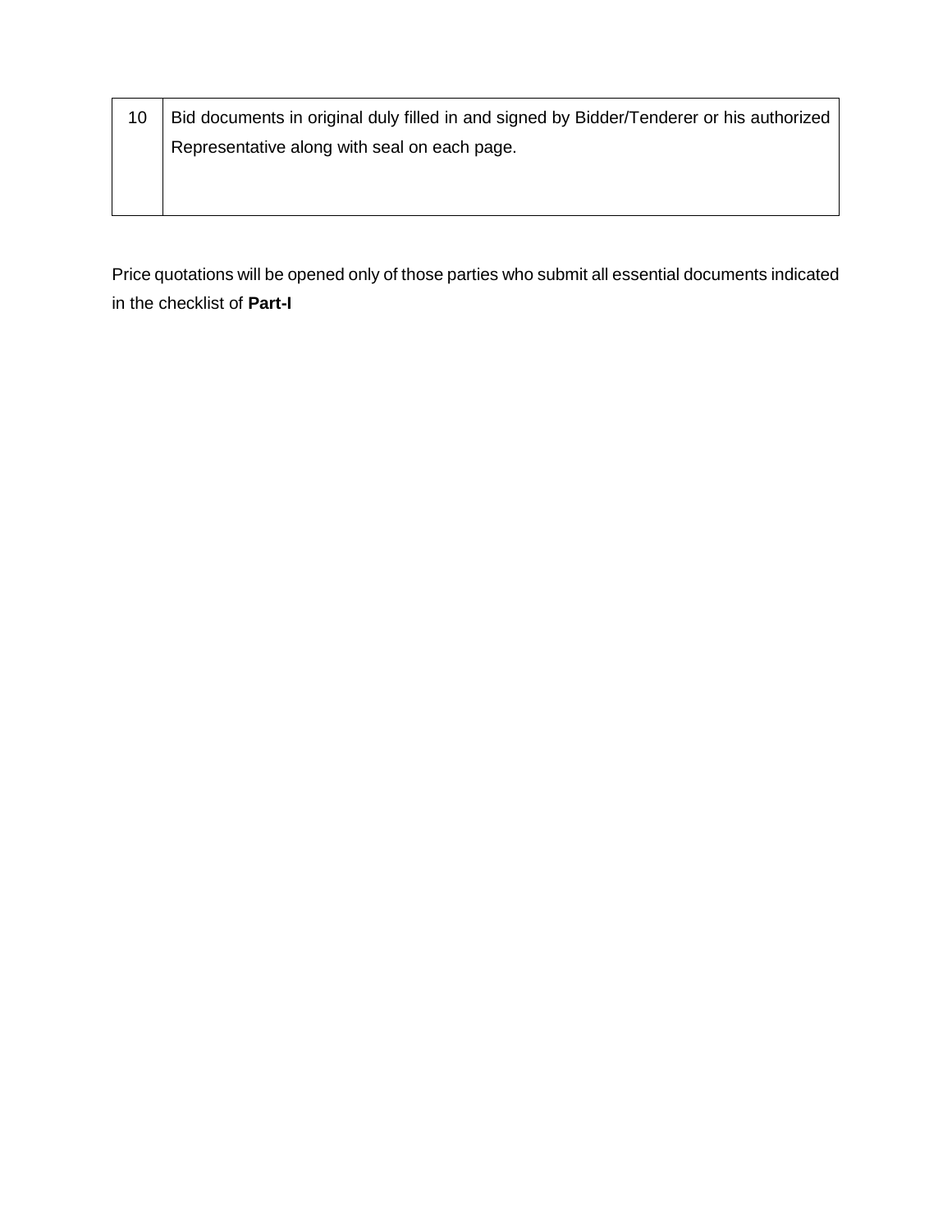| | |
|---|---|
| 10 | Bid documents in original duly filled in and signed by Bidder/Tenderer or his authorized Representative along with seal on each page. |

Price quotations will be opened only of those parties who submit all essential documents indicated in the checklist of **Part-I**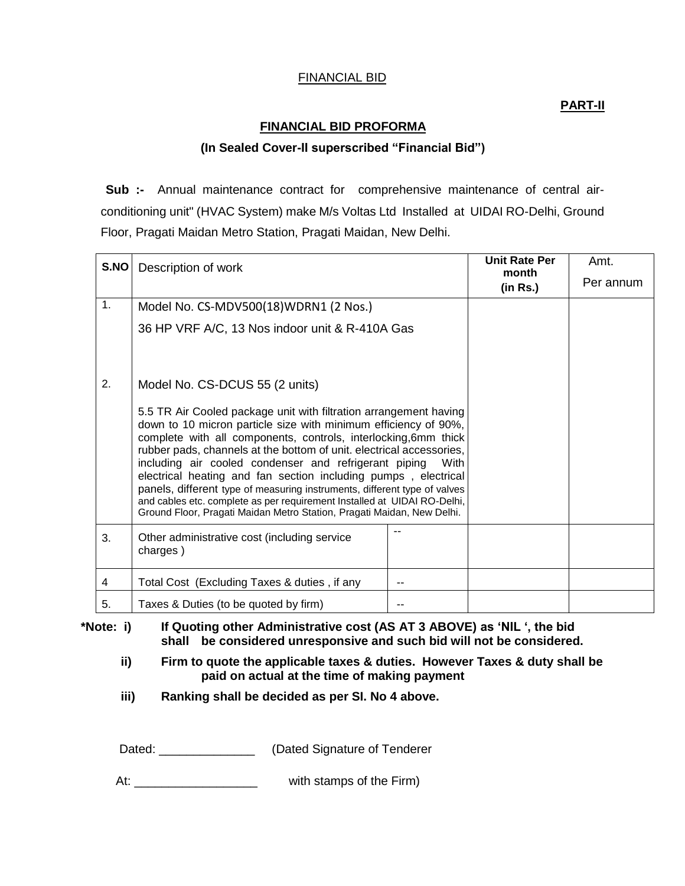FINANCIAL BID

**PART-II**

**FINANCIAL BID PROFORMA**

**(In Sealed Cover-II superscribed "Financial Bid")**

**Sub :-** Annual maintenance contract for comprehensive maintenance of central air-conditioning unit" (HVAC System) make M/s Voltas Ltd Installed at UIDAI RO-Delhi, Ground Floor, Pragati Maidan Metro Station, Pragati Maidan, New Delhi.

| S.NO | Description of work | | Unit Rate Per month (in Rs.) | Amt. Per annum |
|---|---|---|---|---|
| 1. | Model No. CS-MDV500(18)WDRN1 (2 Nos.)<br>36 HP VRF A/C, 13 Nos indoor unit & R-410A Gas | | | |
| 2. | Model No. CS-DCUS 55 (2 units)<br>5.5 TR Air Cooled package unit with filtration arrangement having down to 10 micron particle size with minimum efficiency of 90%, complete with all components, controls, interlocking,6mm thick rubber pads, channels at the bottom of unit. electrical accessories, including air cooled condenser and refrigerant piping With electrical heating and fan section including pumps , electrical panels, different type of measuring instruments, different type of valves and cables etc. complete as per requirement Installed at UIDAI RO-Delhi, Ground Floor, Pragati Maidan Metro Station, Pragati Maidan, New Delhi. | | | |
| 3. | Other administrative cost (including service charges ) | -- | | |
| 4 | Total Cost (Excluding Taxes & duties , if any | -- | | |
| 5. | Taxes & Duties (to be quoted by firm) | -- | | |

**\*Note: i) If Quoting other Administrative cost (AS AT 3 ABOVE) as 'NIL ', the bid shall be considered unresponsive and such bid will not be considered.**

**ii) Firm to quote the applicable taxes & duties. However Taxes & duty shall be paid on actual at the time of making payment**

**iii) Ranking shall be decided as per Sl. No 4 above.**

Dated: ______________ (Dated Signature of Tenderer

At: __________________ with stamps of the Firm)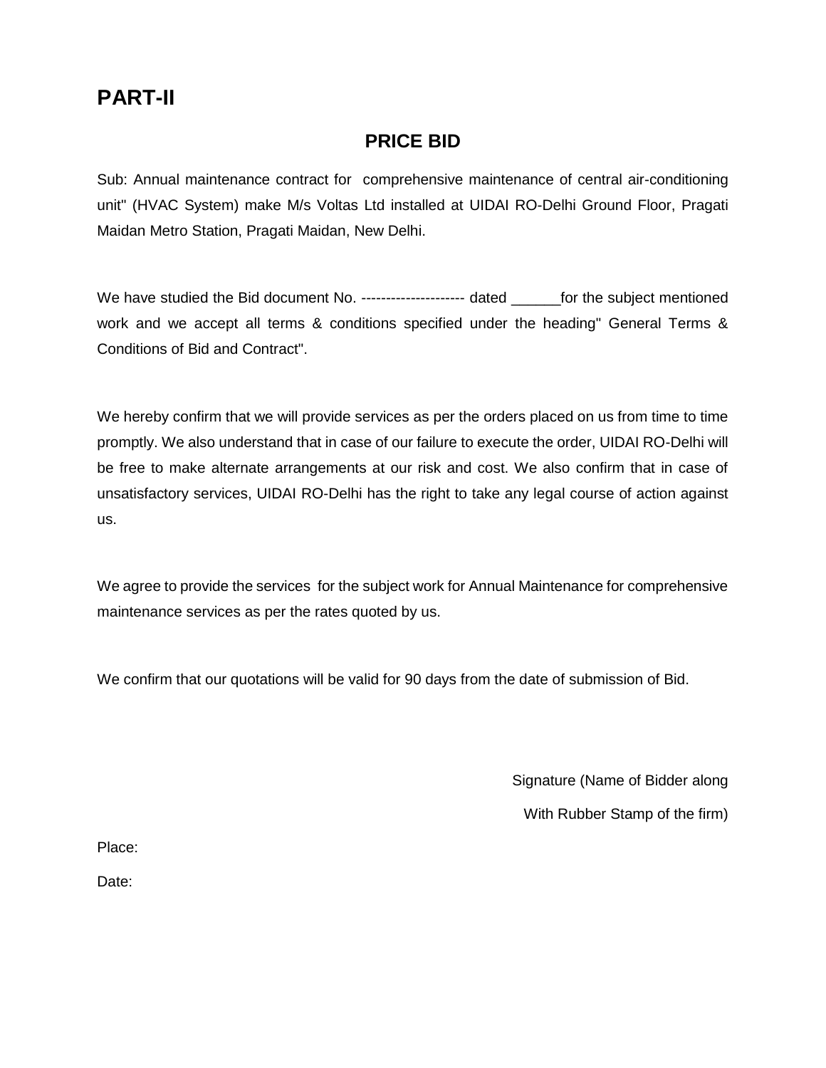# PART-II

## PRICE BID

Sub: Annual maintenance contract for comprehensive maintenance of central air-conditioning unit" (HVAC System) make M/s Voltas Ltd installed at UIDAI RO-Delhi Ground Floor, Pragati Maidan Metro Station, Pragati Maidan, New Delhi.

We have studied the Bid document No. --------------------- dated ______for the subject mentioned work and we accept all terms & conditions specified under the heading" General Terms & Conditions of Bid and Contract".

We hereby confirm that we will provide services as per the orders placed on us from time to time promptly. We also understand that in case of our failure to execute the order, UIDAI RO-Delhi will be free to make alternate arrangements at our risk and cost. We also confirm that in case of unsatisfactory services, UIDAI RO-Delhi has the right to take any legal course of action against us.

We agree to provide the services for the subject work for Annual Maintenance for comprehensive maintenance services as per the rates quoted by us.

We confirm that our quotations will be valid for 90 days from the date of submission of Bid.

Signature (Name of Bidder along
With Rubber Stamp of the firm)

Place:

Date: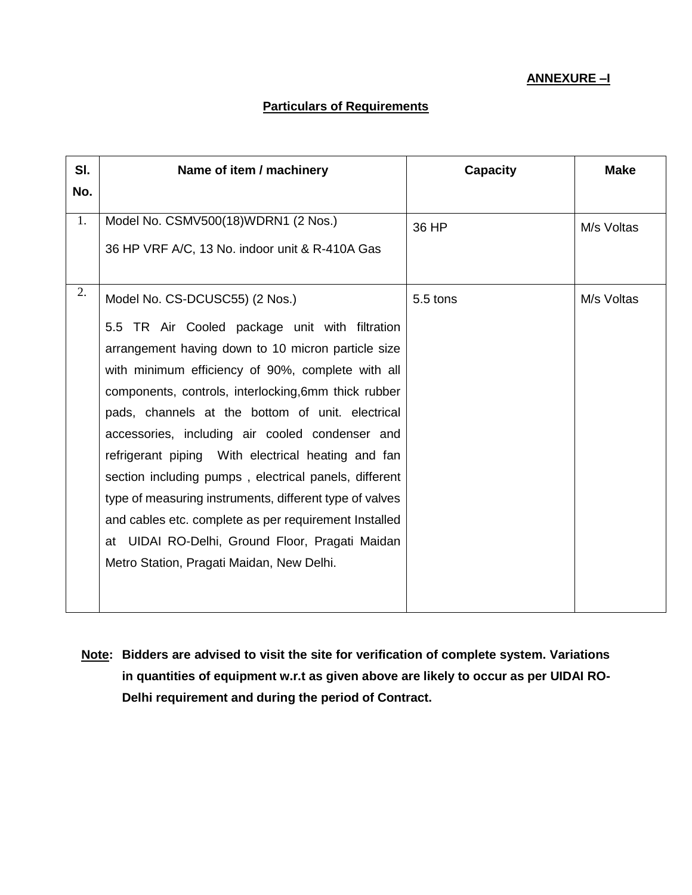**ANNEXURE –I**

## Particulars of Requirements

| Sl. No. | Name of item / machinery | Capacity | Make |
|---|---|---|---|
| 1. | Model No. CSMV500(18)WDRN1 (2 Nos.)<br>36 HP VRF A/C, 13 No. indoor unit & R-410A Gas | 36 HP | M/s Voltas |
| 2. | Model No. CS-DCUSC55) (2 Nos.)<br>5.5 TR Air Cooled package unit with filtration arrangement having down to 10 micron particle size with minimum efficiency of 90%, complete with all components, controls, interlocking,6mm thick rubber pads, channels at the bottom of unit. electrical accessories, including air cooled condenser and refrigerant piping With electrical heating and fan section including pumps , electrical panels, different type of measuring instruments, different type of valves and cables etc. complete as per requirement Installed at UIDAI RO-Delhi, Ground Floor, Pragati Maidan Metro Station, Pragati Maidan, New Delhi. | 5.5 tons | M/s Voltas |

**Note: Bidders are advised to visit the site for verification of complete system. Variations in quantities of equipment w.r.t as given above are likely to occur as per UIDAI RO-Delhi requirement and during the period of Contract.**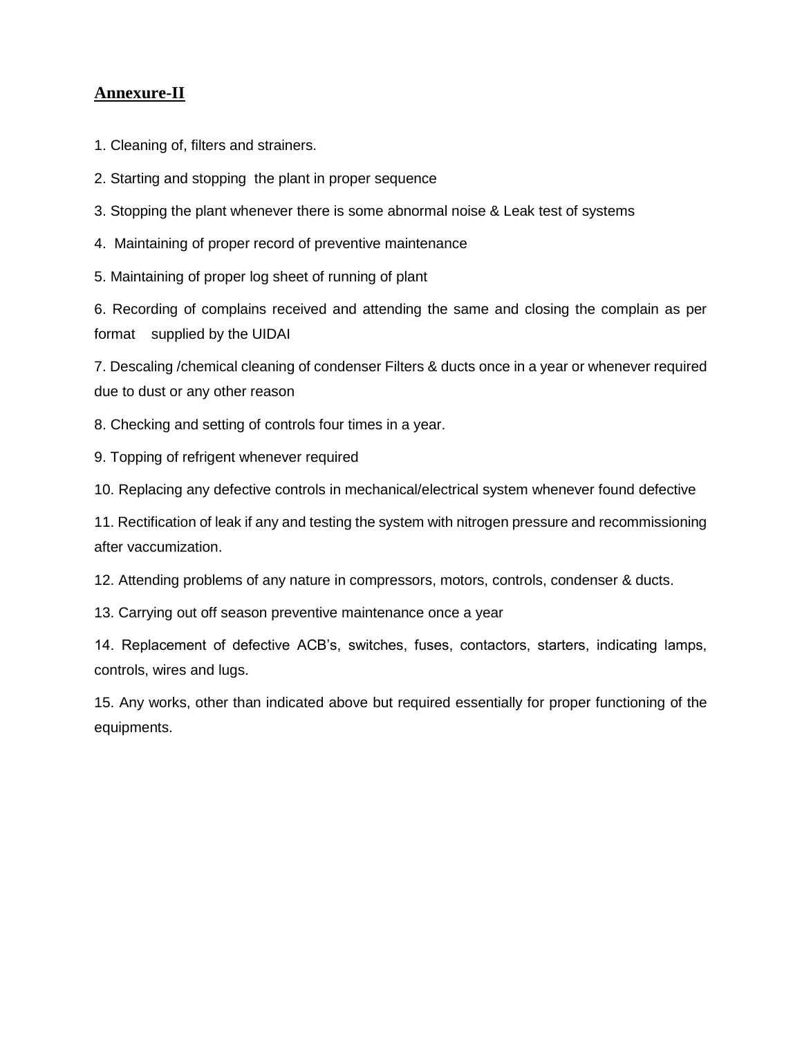## Annexure-II

1. Cleaning of, filters and strainers.

2. Starting and stopping the plant in proper sequence

3. Stopping the plant whenever there is some abnormal noise & Leak test of systems

4. Maintaining of proper record of preventive maintenance

5. Maintaining of proper log sheet of running of plant

6. Recording of complains received and attending the same and closing the complain as per format supplied by the UIDAI

7. Descaling /chemical cleaning of condenser Filters & ducts once in a year or whenever required due to dust or any other reason

8. Checking and setting of controls four times in a year.

9. Topping of refrigent whenever required

10. Replacing any defective controls in mechanical/electrical system whenever found defective

11. Rectification of leak if any and testing the system with nitrogen pressure and recommissioning after vaccumization.

12. Attending problems of any nature in compressors, motors, controls, condenser & ducts.

13. Carrying out off season preventive maintenance once a year

14. Replacement of defective ACB's, switches, fuses, contactors, starters, indicating lamps, controls, wires and lugs.

15. Any works, other than indicated above but required essentially for proper functioning of the equipments.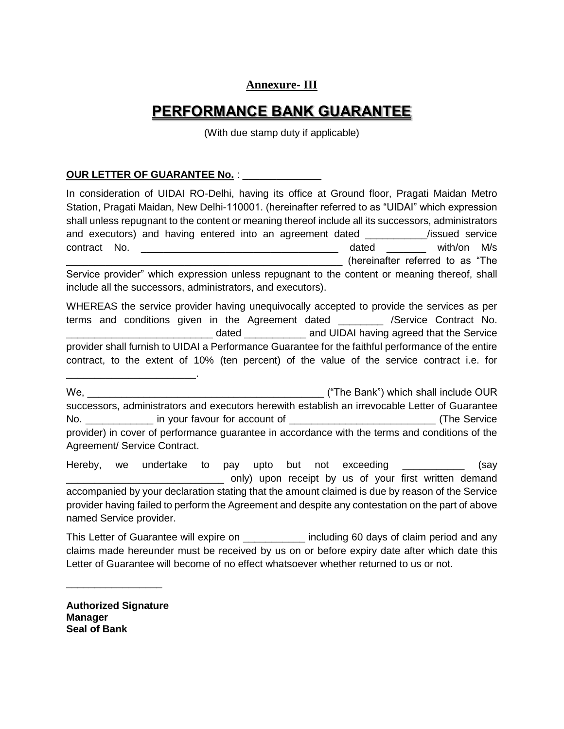**Annexure- III**

# PERFORMANCE BANK GUARANTEE

(With due stamp duty if applicable)

**OUR LETTER OF GUARANTEE No.** : ______________

In consideration of UIDAI RO-Delhi, having its office at Ground floor, Pragati Maidan Metro Station, Pragati Maidan, New Delhi-110001. (hereinafter referred to as "UIDAI" which expression shall unless repugnant to the content or meaning thereof include all its successors, administrators and executors) and having entered into an agreement dated ___________/issued service contract No. ____________________________________ dated _______ with/on M/s _______________________________________________ (hereinafter referred to as "The Service provider" which expression unless repugnant to the content or meaning thereof, shall include all the successors, administrators, and executors).

WHEREAS the service provider having unequivocally accepted to provide the services as per terms and conditions given in the Agreement dated ________ /Service Contract No. __________________________ dated ___________ and UIDAI having agreed that the Service provider shall furnish to UIDAI a Performance Guarantee for the faithful performance of the entire contract, to the extent of 10% (ten percent) of the value of the service contract i.e. for _______________________.

We, __________________________________________ ("The Bank") which shall include OUR successors, administrators and executors herewith establish an irrevocable Letter of Guarantee No. ____________ in your favour for account of __________________________ (The Service provider) in cover of performance guarantee in accordance with the terms and conditions of the Agreement/ Service Contract.

Hereby, we undertake to pay upto but not exceeding ___________ (say ____________________________ only) upon receipt by us of your first written demand accompanied by your declaration stating that the amount claimed is due by reason of the Service provider having failed to perform the Agreement and despite any contestation on the part of above named Service provider.

This Letter of Guarantee will expire on ___________ including 60 days of claim period and any claims made hereunder must be received by us on or before expiry date after which date this Letter of Guarantee will become of no effect whatsoever whether returned to us or not.

_________________

**Authorized Signature**
**Manager**
**Seal of Bank**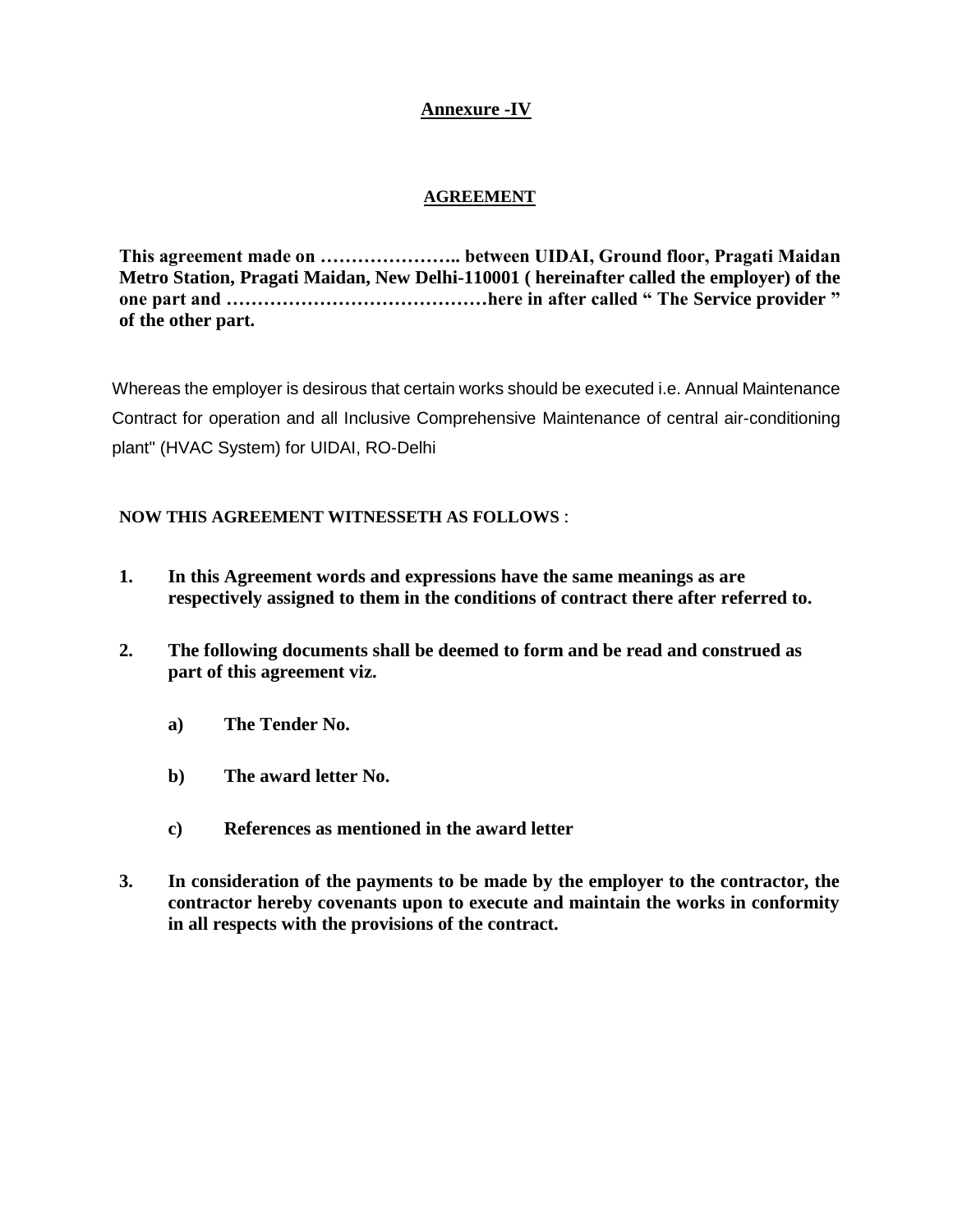**Annexure -IV**

**AGREEMENT**

**This agreement made on ………………….. between UIDAI, Ground floor, Pragati Maidan Metro Station, Pragati Maidan, New Delhi-110001 ( hereinafter called the employer) of the one part and ……………………………………here in after called " The Service provider " of the other part.**

Whereas the employer is desirous that certain works should be executed i.e. Annual Maintenance Contract for operation and all Inclusive Comprehensive Maintenance of central air-conditioning plant" (HVAC System) for UIDAI, RO-Delhi

**NOW THIS AGREEMENT WITNESSETH AS FOLLOWS** :

1. **In this Agreement words and expressions have the same meanings as are respectively assigned to them in the conditions of contract there after referred to.**

2. **The following documents shall be deemed to form and be read and construed as part of this agreement viz.**

   a) **The Tender No.**

   b) **The award letter No.**

   c) **References as mentioned in the award letter**

3. **In consideration of the payments to be made by the employer to the contractor, the contractor hereby covenants upon to execute and maintain the works in conformity in all respects with the provisions of the contract.**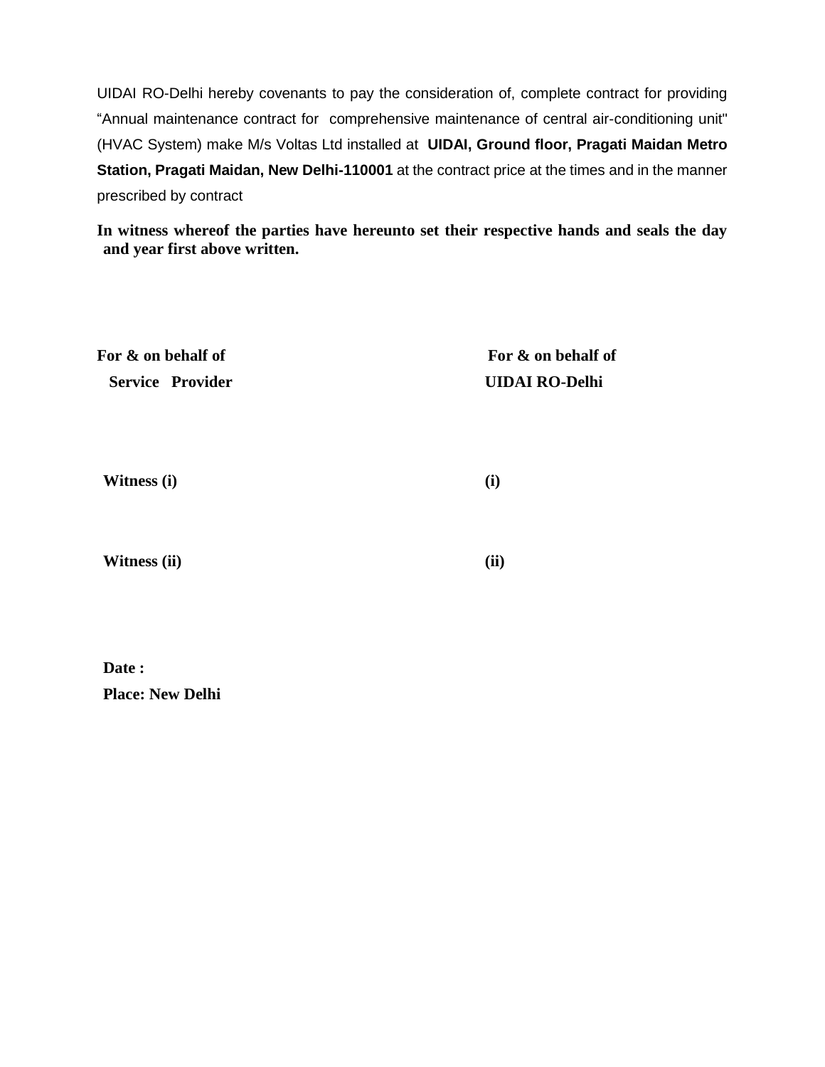UIDAI RO-Delhi hereby covenants to pay the consideration of, complete contract for providing "Annual maintenance contract for comprehensive maintenance of central air-conditioning unit" (HVAC System) make M/s Voltas Ltd installed at **UIDAI, Ground floor, Pragati Maidan Metro Station, Pragati Maidan, New Delhi-110001** at the contract price at the times and in the manner prescribed by contract

**In witness whereof the parties have hereunto set their respective hands and seals the day and year first above written.**

| | |
|---|---|
| **For & on behalf of Service Provider** | **For & on behalf of UIDAI RO-Delhi** |
| **Witness (i)** | **(i)** |
| **Witness (ii)** | **(ii)** |

**Date :**

**Place: New Delhi**